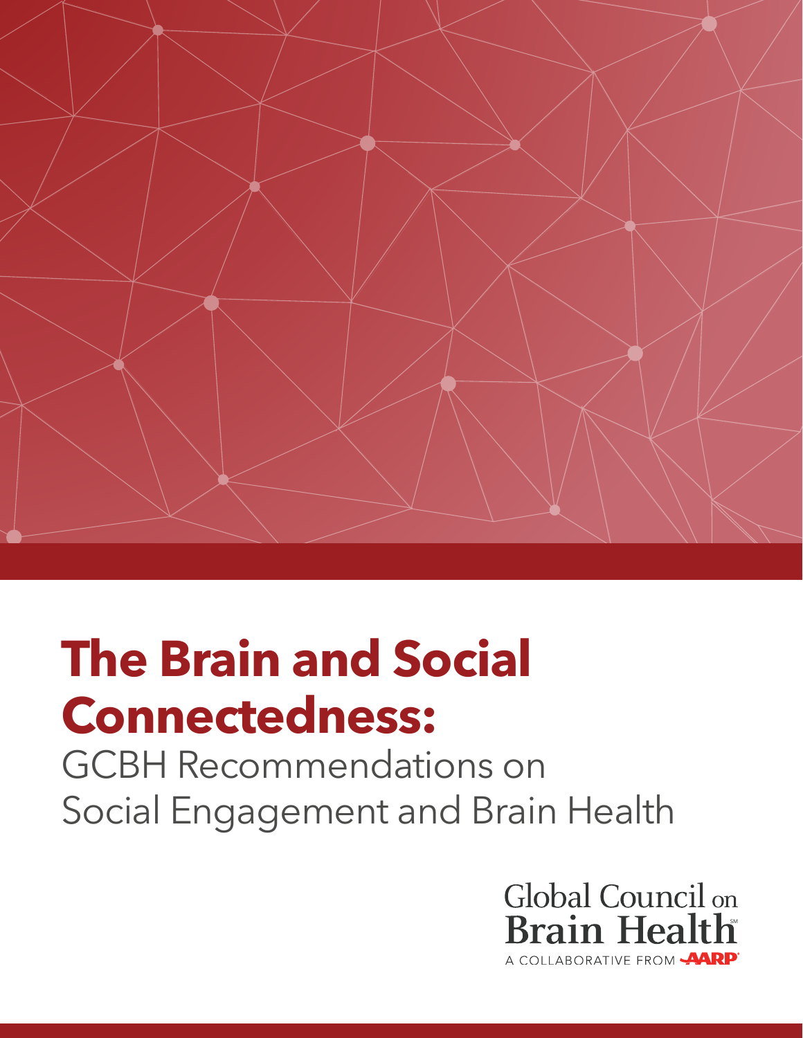# The Brain and Social Connectedness:

## GCBH Recommendations on Social Engagement and Brain Health

Global Council on Brain Health

A COLLABORATIVE FROM AARP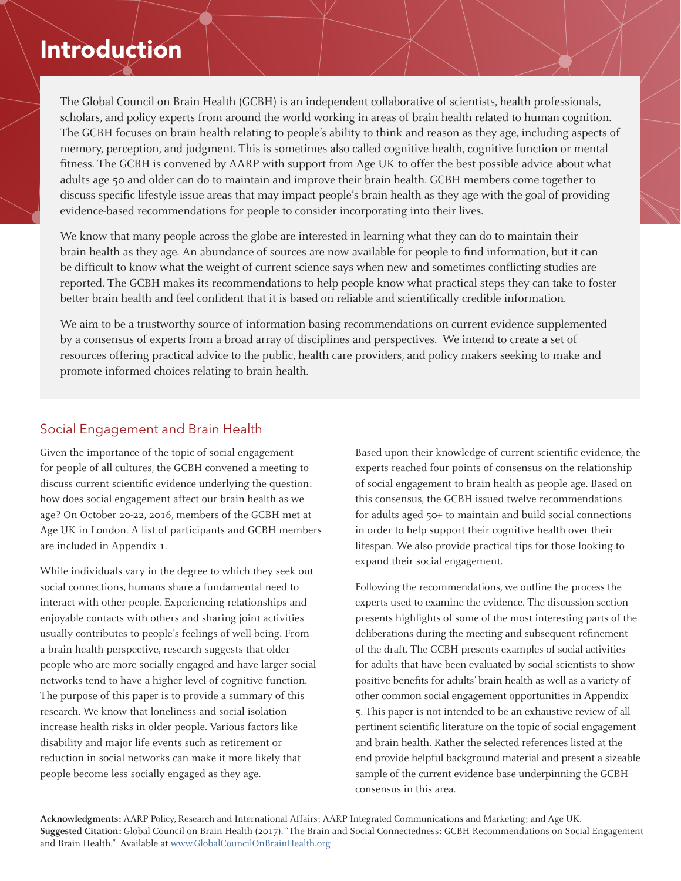# Introduction

The Global Council on Brain Health (GCBH) is an independent collaborative of scientists, health professionals, scholars, and policy experts from around the world working in areas of brain health related to human cognition. The GCBH focuses on brain health relating to people's ability to think and reason as they age, including aspects of memory, perception, and judgment. This is sometimes also called cognitive health, cognitive function or mental fitness. The GCBH is convened by AARP with support from Age UK to offer the best possible advice about what adults age 50 and older can do to maintain and improve their brain health. GCBH members come together to discuss specific lifestyle issue areas that may impact people's brain health as they age with the goal of providing evidence-based recommendations for people to consider incorporating into their lives.

We know that many people across the globe are interested in learning what they can do to maintain their brain health as they age. An abundance of sources are now available for people to find information, but it can be difficult to know what the weight of current science says when new and sometimes conflicting studies are reported. The GCBH makes its recommendations to help people know what practical steps they can take to foster better brain health and feel confident that it is based on reliable and scientifically credible information.

We aim to be a trustworthy source of information basing recommendations on current evidence supplemented by a consensus of experts from a broad array of disciplines and perspectives. We intend to create a set of resources offering practical advice to the public, health care providers, and policy makers seeking to make and promote informed choices relating to brain health.

## Social Engagement and Brain Health

Given the importance of the topic of social engagement for people of all cultures, the GCBH convened a meeting to discuss current scientific evidence underlying the question: how does social engagement affect our brain health as we age? On October 20-22, 2016, members of the GCBH met at Age UK in London. A list of participants and GCBH members are included in Appendix 1.

While individuals vary in the degree to which they seek out social connections, humans share a fundamental need to interact with other people. Experiencing relationships and enjoyable contacts with others and sharing joint activities usually contributes to people's feelings of well-being. From a brain health perspective, research suggests that older people who are more socially engaged and have larger social networks tend to have a higher level of cognitive function. The purpose of this paper is to provide a summary of this research. We know that loneliness and social isolation increase health risks in older people. Various factors like disability and major life events such as retirement or reduction in social networks can make it more likely that people become less socially engaged as they age.

Based upon their knowledge of current scientific evidence, the experts reached four points of consensus on the relationship of social engagement to brain health as people age. Based on this consensus, the GCBH issued twelve recommendations for adults aged 50+ to maintain and build social connections in order to help support their cognitive health over their lifespan. We also provide practical tips for those looking to expand their social engagement.

Following the recommendations, we outline the process the experts used to examine the evidence. The discussion section presents highlights of some of the most interesting parts of the deliberations during the meeting and subsequent refinement of the draft. The GCBH presents examples of social activities for adults that have been evaluated by social scientists to show positive benefits for adults' brain health as well as a variety of other common social engagement opportunities in Appendix 5. This paper is not intended to be an exhaustive review of all pertinent scientific literature on the topic of social engagement and brain health. Rather the selected references listed at the end provide helpful background material and present a sizeable sample of the current evidence base underpinning the GCBH consensus in this area.

**Acknowledgments:** AARP Policy, Research and International Affairs; AARP Integrated Communications and Marketing; and Age UK.
**Suggested Citation:** Global Council on Brain Health (2017). "The Brain and Social Connectedness: GCBH Recommendations on Social Engagement and Brain Health." Available at www.GlobalCouncilOnBrainHealth.org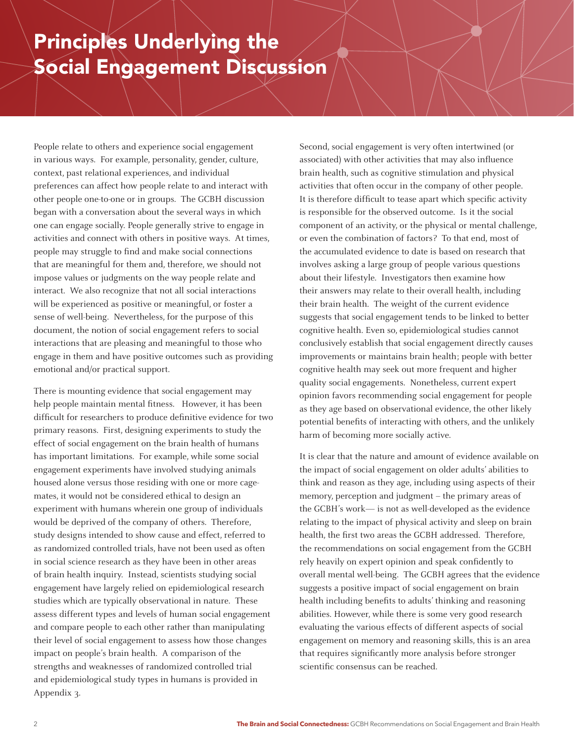# Principles Underlying the Social Engagement Discussion

People relate to others and experience social engagement in various ways. For example, personality, gender, culture, context, past relational experiences, and individual preferences can affect how people relate to and interact with other people one-to-one or in groups. The GCBH discussion began with a conversation about the several ways in which one can engage socially. People generally strive to engage in activities and connect with others in positive ways. At times, people may struggle to find and make social connections that are meaningful for them and, therefore, we should not impose values or judgments on the way people relate and interact. We also recognize that not all social interactions will be experienced as positive or meaningful, or foster a sense of well-being. Nevertheless, for the purpose of this document, the notion of social engagement refers to social interactions that are pleasing and meaningful to those who engage in them and have positive outcomes such as providing emotional and/or practical support.

There is mounting evidence that social engagement may help people maintain mental fitness. However, it has been difficult for researchers to produce definitive evidence for two primary reasons. First, designing experiments to study the effect of social engagement on the brain health of humans has important limitations. For example, while some social engagement experiments have involved studying animals housed alone versus those residing with one or more cage-mates, it would not be considered ethical to design an experiment with humans wherein one group of individuals would be deprived of the company of others. Therefore, study designs intended to show cause and effect, referred to as randomized controlled trials, have not been used as often in social science research as they have been in other areas of brain health inquiry. Instead, scientists studying social engagement have largely relied on epidemiological research studies which are typically observational in nature. These assess different types and levels of human social engagement and compare people to each other rather than manipulating their level of social engagement to assess how those changes impact on people's brain health. A comparison of the strengths and weaknesses of randomized controlled trial and epidemiological study types in humans is provided in Appendix 3.

Second, social engagement is very often intertwined (or associated) with other activities that may also influence brain health, such as cognitive stimulation and physical activities that often occur in the company of other people. It is therefore difficult to tease apart which specific activity is responsible for the observed outcome. Is it the social component of an activity, or the physical or mental challenge, or even the combination of factors? To that end, most of the accumulated evidence to date is based on research that involves asking a large group of people various questions about their lifestyle. Investigators then examine how their answers may relate to their overall health, including their brain health. The weight of the current evidence suggests that social engagement tends to be linked to better cognitive health. Even so, epidemiological studies cannot conclusively establish that social engagement directly causes improvements or maintains brain health; people with better cognitive health may seek out more frequent and higher quality social engagements. Nonetheless, current expert opinion favors recommending social engagement for people as they age based on observational evidence, the other likely potential benefits of interacting with others, and the unlikely harm of becoming more socially active.

It is clear that the nature and amount of evidence available on the impact of social engagement on older adults' abilities to think and reason as they age, including using aspects of their memory, perception and judgment – the primary areas of the GCBH's work— is not as well-developed as the evidence relating to the impact of physical activity and sleep on brain health, the first two areas the GCBH addressed. Therefore, the recommendations on social engagement from the GCBH rely heavily on expert opinion and speak confidently to overall mental well-being. The GCBH agrees that the evidence suggests a positive impact of social engagement on brain health including benefits to adults' thinking and reasoning abilities. However, while there is some very good research evaluating the various effects of different aspects of social engagement on memory and reasoning skills, this is an area that requires significantly more analysis before stronger scientific consensus can be reached.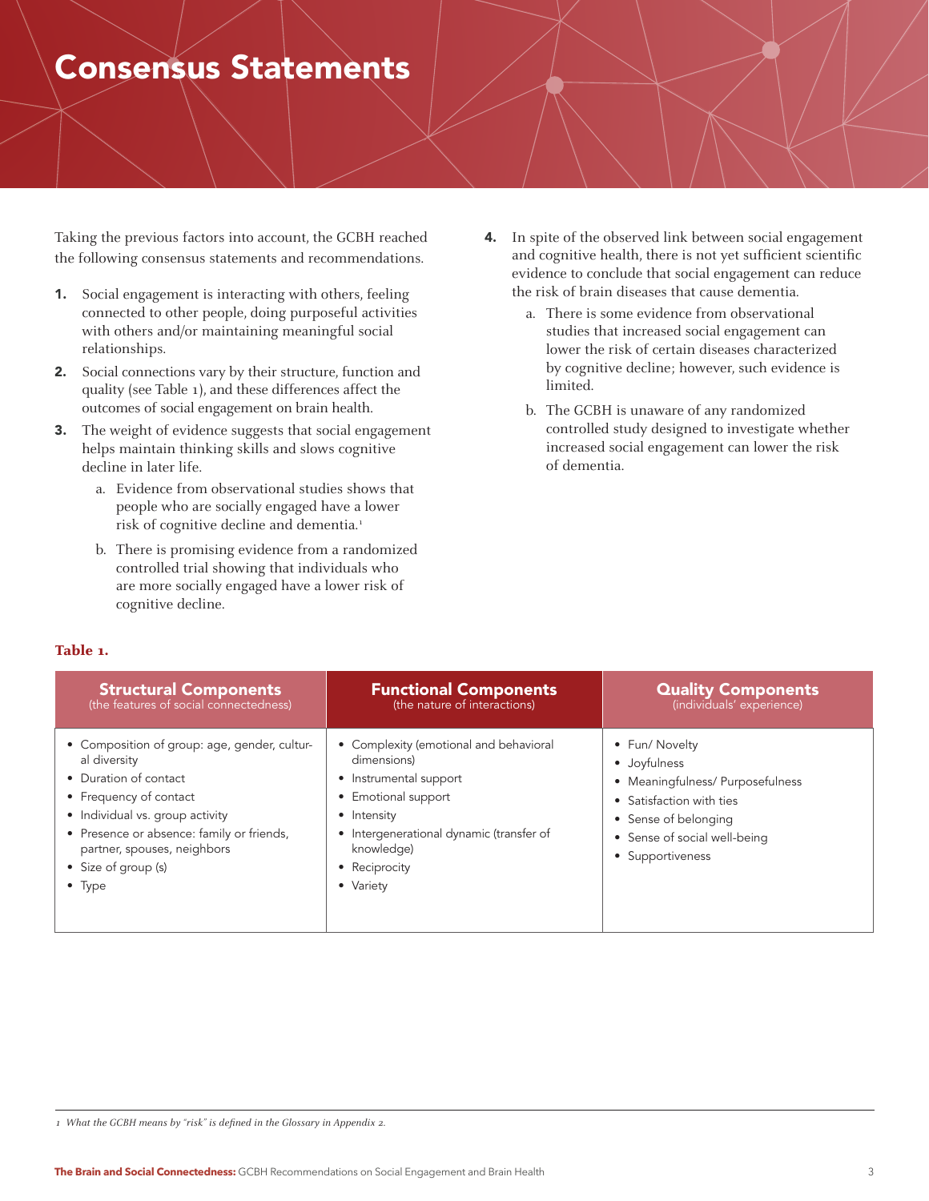# Consensus Statements

Taking the previous factors into account, the GCBH reached the following consensus statements and recommendations.

1. Social engagement is interacting with others, feeling connected to other people, doing purposeful activities with others and/or maintaining meaningful social relationships.
2. Social connections vary by their structure, function and quality (see Table 1), and these differences affect the outcomes of social engagement on brain health.
3. The weight of evidence suggests that social engagement helps maintain thinking skills and slows cognitive decline in later life.
   a. Evidence from observational studies shows that people who are socially engaged have a lower risk of cognitive decline and dementia.[1]
   b. There is promising evidence from a randomized controlled trial showing that individuals who are more socially engaged have a lower risk of cognitive decline.
4. In spite of the observed link between social engagement and cognitive health, there is not yet sufficient scientific evidence to conclude that social engagement can reduce the risk of brain diseases that cause dementia.
   a. There is some evidence from observational studies that increased social engagement can lower the risk of certain diseases characterized by cognitive decline; however, such evidence is limited.
   b. The GCBH is unaware of any randomized controlled study designed to investigate whether increased social engagement can lower the risk of dementia.

**Table 1.**

| Structural Components (the features of social connectedness) | Functional Components (the nature of interactions) | Quality Components (individuals' experience) |
|---|---|---|
| • Composition of group: age, gender, cultural diversity<br>• Duration of contact<br>• Frequency of contact<br>• Individual vs. group activity<br>• Presence or absence: family or friends, partner, spouses, neighbors<br>• Size of group (s)<br>• Type | • Complexity (emotional and behavioral dimensions)<br>• Instrumental support<br>• Emotional support<br>• Intensity<br>• Intergenerational dynamic (transfer of knowledge)<br>• Reciprocity<br>• Variety | • Fun/ Novelty<br>• Joyfulness<br>• Meaningfulness/ Purposefulness<br>• Satisfaction with ties<br>• Sense of belonging<br>• Sense of social well-being<br>• Supportiveness |

*1 What the GCBH means by "risk" is defined in the Glossary in Appendix 2.*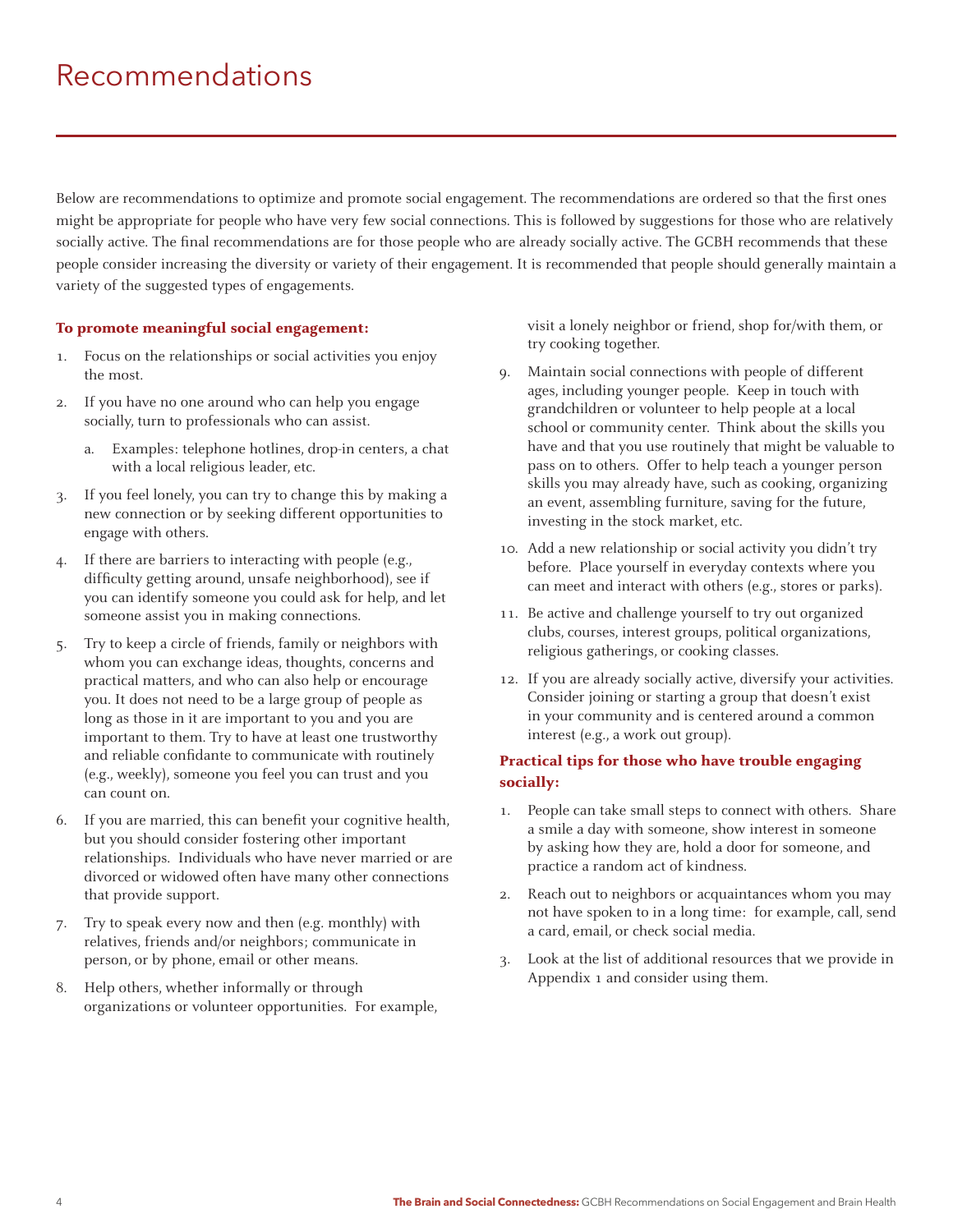# Recommendations

Below are recommendations to optimize and promote social engagement. The recommendations are ordered so that the first ones might be appropriate for people who have very few social connections. This is followed by suggestions for those who are relatively socially active. The final recommendations are for those people who are already socially active. The GCBH recommends that these people consider increasing the diversity or variety of their engagement. It is recommended that people should generally maintain a variety of the suggested types of engagements.

**To promote meaningful social engagement:**

1. Focus on the relationships or social activities you enjoy the most.
2. If you have no one around who can help you engage socially, turn to professionals who can assist.
   a. Examples: telephone hotlines, drop-in centers, a chat with a local religious leader, etc.
3. If you feel lonely, you can try to change this by making a new connection or by seeking different opportunities to engage with others.
4. If there are barriers to interacting with people (e.g., difficulty getting around, unsafe neighborhood), see if you can identify someone you could ask for help, and let someone assist you in making connections.
5. Try to keep a circle of friends, family or neighbors with whom you can exchange ideas, thoughts, concerns and practical matters, and who can also help or encourage you. It does not need to be a large group of people as long as those in it are important to you and you are important to them. Try to have at least one trustworthy and reliable confidante to communicate with routinely (e.g., weekly), someone you feel you can trust and you can count on.
6. If you are married, this can benefit your cognitive health, but you should consider fostering other important relationships. Individuals who have never married or are divorced or widowed often have many other connections that provide support.
7. Try to speak every now and then (e.g. monthly) with relatives, friends and/or neighbors; communicate in person, or by phone, email or other means.
8. Help others, whether informally or through organizations or volunteer opportunities. For example, visit a lonely neighbor or friend, shop for/with them, or try cooking together.
9. Maintain social connections with people of different ages, including younger people. Keep in touch with grandchildren or volunteer to help people at a local school or community center. Think about the skills you have and that you use routinely that might be valuable to pass on to others. Offer to help teach a younger person skills you may already have, such as cooking, organizing an event, assembling furniture, saving for the future, investing in the stock market, etc.
10. Add a new relationship or social activity you didn't try before. Place yourself in everyday contexts where you can meet and interact with others (e.g., stores or parks).
11. Be active and challenge yourself to try out organized clubs, courses, interest groups, political organizations, religious gatherings, or cooking classes.
12. If you are already socially active, diversify your activities. Consider joining or starting a group that doesn't exist in your community and is centered around a common interest (e.g., a work out group).

**Practical tips for those who have trouble engaging socially:**

1. People can take small steps to connect with others. Share a smile a day with someone, show interest in someone by asking how they are, hold a door for someone, and practice a random act of kindness.
2. Reach out to neighbors or acquaintances whom you may not have spoken to in a long time: for example, call, send a card, email, or check social media.
3. Look at the list of additional resources that we provide in Appendix 1 and consider using them.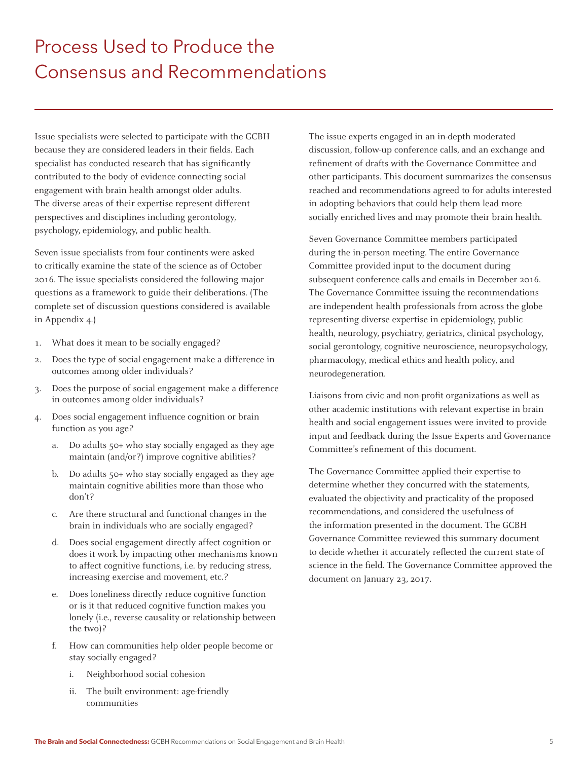# Process Used to Produce the Consensus and Recommendations

Issue specialists were selected to participate with the GCBH because they are considered leaders in their fields. Each specialist has conducted research that has significantly contributed to the body of evidence connecting social engagement with brain health amongst older adults. The diverse areas of their expertise represent different perspectives and disciplines including gerontology, psychology, epidemiology, and public health.

Seven issue specialists from four continents were asked to critically examine the state of the science as of October 2016. The issue specialists considered the following major questions as a framework to guide their deliberations. (The complete set of discussion questions considered is available in Appendix 4.)

1. What does it mean to be socially engaged?
2. Does the type of social engagement make a difference in outcomes among older individuals?
3. Does the purpose of social engagement make a difference in outcomes among older individuals?
4. Does social engagement influence cognition or brain function as you age?
   a. Do adults 50+ who stay socially engaged as they age maintain (and/or?) improve cognitive abilities?
   b. Do adults 50+ who stay socially engaged as they age maintain cognitive abilities more than those who don't?
   c. Are there structural and functional changes in the brain in individuals who are socially engaged?
   d. Does social engagement directly affect cognition or does it work by impacting other mechanisms known to affect cognitive functions, i.e. by reducing stress, increasing exercise and movement, etc.?
   e. Does loneliness directly reduce cognitive function or is it that reduced cognitive function makes you lonely (i.e., reverse causality or relationship between the two)?
   f. How can communities help older people become or stay socially engaged?
      i. Neighborhood social cohesion
      ii. The built environment: age-friendly communities

The issue experts engaged in an in-depth moderated discussion, follow-up conference calls, and an exchange and refinement of drafts with the Governance Committee and other participants. This document summarizes the consensus reached and recommendations agreed to for adults interested in adopting behaviors that could help them lead more socially enriched lives and may promote their brain health.

Seven Governance Committee members participated during the in-person meeting. The entire Governance Committee provided input to the document during subsequent conference calls and emails in December 2016. The Governance Committee issuing the recommendations are independent health professionals from across the globe representing diverse expertise in epidemiology, public health, neurology, psychiatry, geriatrics, clinical psychology, social gerontology, cognitive neuroscience, neuropsychology, pharmacology, medical ethics and health policy, and neurodegeneration.

Liaisons from civic and non-profit organizations as well as other academic institutions with relevant expertise in brain health and social engagement issues were invited to provide input and feedback during the Issue Experts and Governance Committee's refinement of this document.

The Governance Committee applied their expertise to determine whether they concurred with the statements, evaluated the objectivity and practicality of the proposed recommendations, and considered the usefulness of the information presented in the document. The GCBH Governance Committee reviewed this summary document to decide whether it accurately reflected the current state of science in the field. The Governance Committee approved the document on January 23, 2017.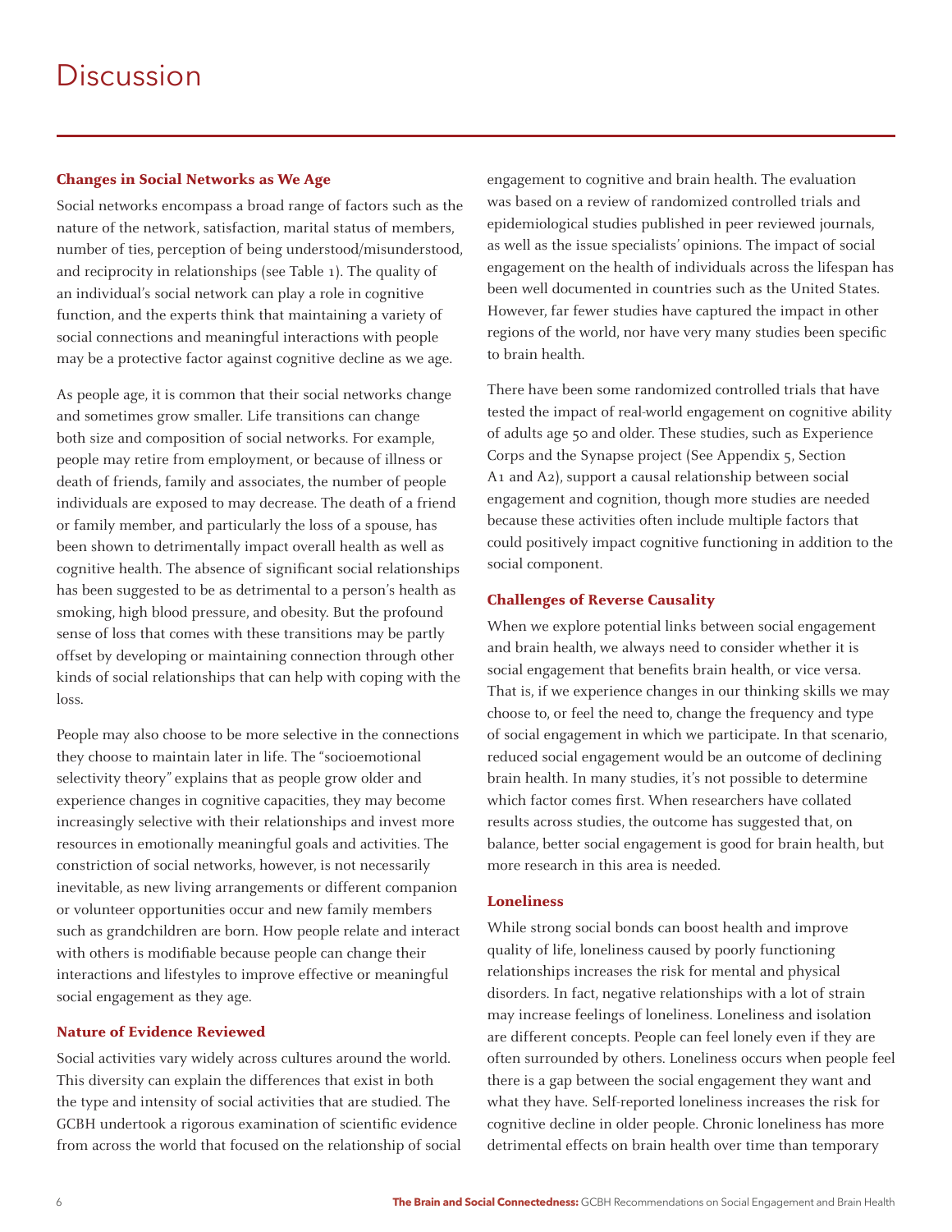# Discussion

### Changes in Social Networks as We Age

Social networks encompass a broad range of factors such as the nature of the network, satisfaction, marital status of members, number of ties, perception of being understood/misunderstood, and reciprocity in relationships (see Table 1). The quality of an individual's social network can play a role in cognitive function, and the experts think that maintaining a variety of social connections and meaningful interactions with people may be a protective factor against cognitive decline as we age.

As people age, it is common that their social networks change and sometimes grow smaller. Life transitions can change both size and composition of social networks. For example, people may retire from employment, or because of illness or death of friends, family and associates, the number of people individuals are exposed to may decrease. The death of a friend or family member, and particularly the loss of a spouse, has been shown to detrimentally impact overall health as well as cognitive health. The absence of significant social relationships has been suggested to be as detrimental to a person's health as smoking, high blood pressure, and obesity. But the profound sense of loss that comes with these transitions may be partly offset by developing or maintaining connection through other kinds of social relationships that can help with coping with the loss.

People may also choose to be more selective in the connections they choose to maintain later in life. The "socioemotional selectivity theory" explains that as people grow older and experience changes in cognitive capacities, they may become increasingly selective with their relationships and invest more resources in emotionally meaningful goals and activities. The constriction of social networks, however, is not necessarily inevitable, as new living arrangements or different companion or volunteer opportunities occur and new family members such as grandchildren are born. How people relate and interact with others is modifiable because people can change their interactions and lifestyles to improve effective or meaningful social engagement as they age.

### Nature of Evidence Reviewed

Social activities vary widely across cultures around the world. This diversity can explain the differences that exist in both the type and intensity of social activities that are studied. The GCBH undertook a rigorous examination of scientific evidence from across the world that focused on the relationship of social engagement to cognitive and brain health. The evaluation was based on a review of randomized controlled trials and epidemiological studies published in peer reviewed journals, as well as the issue specialists' opinions. The impact of social engagement on the health of individuals across the lifespan has been well documented in countries such as the United States. However, far fewer studies have captured the impact in other regions of the world, nor have very many studies been specific to brain health.

There have been some randomized controlled trials that have tested the impact of real-world engagement on cognitive ability of adults age 50 and older. These studies, such as Experience Corps and the Synapse project (See Appendix 5, Section A1 and A2), support a causal relationship between social engagement and cognition, though more studies are needed because these activities often include multiple factors that could positively impact cognitive functioning in addition to the social component.

### Challenges of Reverse Causality

When we explore potential links between social engagement and brain health, we always need to consider whether it is social engagement that benefits brain health, or vice versa. That is, if we experience changes in our thinking skills we may choose to, or feel the need to, change the frequency and type of social engagement in which we participate. In that scenario, reduced social engagement would be an outcome of declining brain health. In many studies, it's not possible to determine which factor comes first. When researchers have collated results across studies, the outcome has suggested that, on balance, better social engagement is good for brain health, but more research in this area is needed.

### Loneliness

While strong social bonds can boost health and improve quality of life, loneliness caused by poorly functioning relationships increases the risk for mental and physical disorders. In fact, negative relationships with a lot of strain may increase feelings of loneliness. Loneliness and isolation are different concepts. People can feel lonely even if they are often surrounded by others. Loneliness occurs when people feel there is a gap between the social engagement they want and what they have. Self-reported loneliness increases the risk for cognitive decline in older people. Chronic loneliness has more detrimental effects on brain health over time than temporary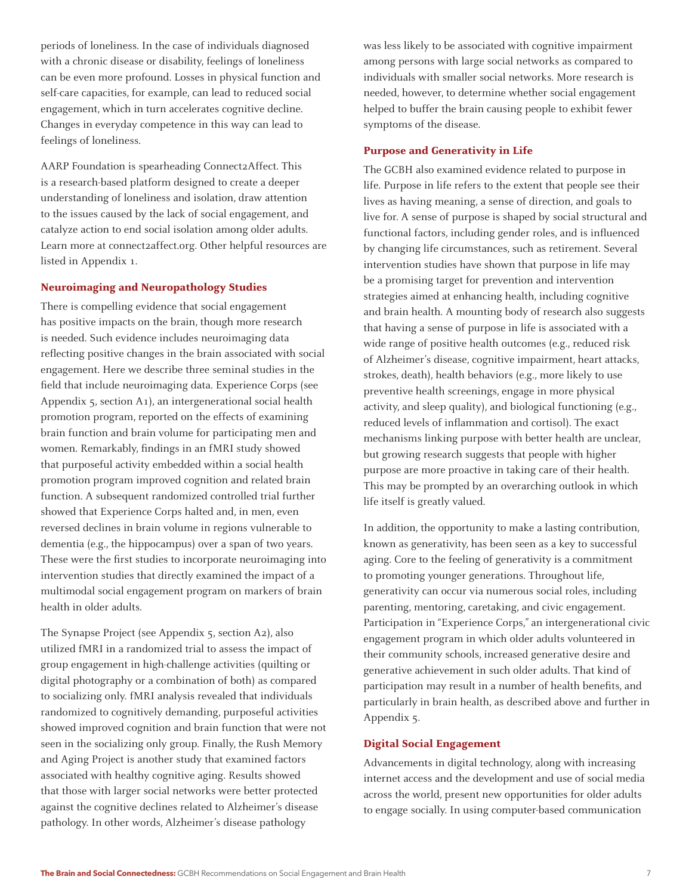periods of loneliness. In the case of individuals diagnosed with a chronic disease or disability, feelings of loneliness can be even more profound. Losses in physical function and self-care capacities, for example, can lead to reduced social engagement, which in turn accelerates cognitive decline. Changes in everyday competence in this way can lead to feelings of loneliness.

AARP Foundation is spearheading Connect2Affect. This is a research-based platform designed to create a deeper understanding of loneliness and isolation, draw attention to the issues caused by the lack of social engagement, and catalyze action to end social isolation among older adults. Learn more at connect2affect.org. Other helpful resources are listed in Appendix 1.

### Neuroimaging and Neuropathology Studies

There is compelling evidence that social engagement has positive impacts on the brain, though more research is needed. Such evidence includes neuroimaging data reflecting positive changes in the brain associated with social engagement. Here we describe three seminal studies in the field that include neuroimaging data. Experience Corps (see Appendix 5, section A1), an intergenerational social health promotion program, reported on the effects of examining brain function and brain volume for participating men and women. Remarkably, findings in an fMRI study showed that purposeful activity embedded within a social health promotion program improved cognition and related brain function. A subsequent randomized controlled trial further showed that Experience Corps halted and, in men, even reversed declines in brain volume in regions vulnerable to dementia (e.g., the hippocampus) over a span of two years. These were the first studies to incorporate neuroimaging into intervention studies that directly examined the impact of a multimodal social engagement program on markers of brain health in older adults.

The Synapse Project (see Appendix 5, section A2), also utilized fMRI in a randomized trial to assess the impact of group engagement in high-challenge activities (quilting or digital photography or a combination of both) as compared to socializing only. fMRI analysis revealed that individuals randomized to cognitively demanding, purposeful activities showed improved cognition and brain function that were not seen in the socializing only group. Finally, the Rush Memory and Aging Project is another study that examined factors associated with healthy cognitive aging. Results showed that those with larger social networks were better protected against the cognitive declines related to Alzheimer's disease pathology. In other words, Alzheimer's disease pathology was less likely to be associated with cognitive impairment among persons with large social networks as compared to individuals with smaller social networks. More research is needed, however, to determine whether social engagement helped to buffer the brain causing people to exhibit fewer symptoms of the disease.

### Purpose and Generativity in Life

The GCBH also examined evidence related to purpose in life. Purpose in life refers to the extent that people see their lives as having meaning, a sense of direction, and goals to live for. A sense of purpose is shaped by social structural and functional factors, including gender roles, and is influenced by changing life circumstances, such as retirement. Several intervention studies have shown that purpose in life may be a promising target for prevention and intervention strategies aimed at enhancing health, including cognitive and brain health. A mounting body of research also suggests that having a sense of purpose in life is associated with a wide range of positive health outcomes (e.g., reduced risk of Alzheimer's disease, cognitive impairment, heart attacks, strokes, death), health behaviors (e.g., more likely to use preventive health screenings, engage in more physical activity, and sleep quality), and biological functioning (e.g., reduced levels of inflammation and cortisol). The exact mechanisms linking purpose with better health are unclear, but growing research suggests that people with higher purpose are more proactive in taking care of their health. This may be prompted by an overarching outlook in which life itself is greatly valued.

In addition, the opportunity to make a lasting contribution, known as generativity, has been seen as a key to successful aging. Core to the feeling of generativity is a commitment to promoting younger generations. Throughout life, generativity can occur via numerous social roles, including parenting, mentoring, caretaking, and civic engagement. Participation in "Experience Corps," an intergenerational civic engagement program in which older adults volunteered in their community schools, increased generative desire and generative achievement in such older adults. That kind of participation may result in a number of health benefits, and particularly in brain health, as described above and further in Appendix 5.

### Digital Social Engagement

Advancements in digital technology, along with increasing internet access and the development and use of social media across the world, present new opportunities for older adults to engage socially. In using computer-based communication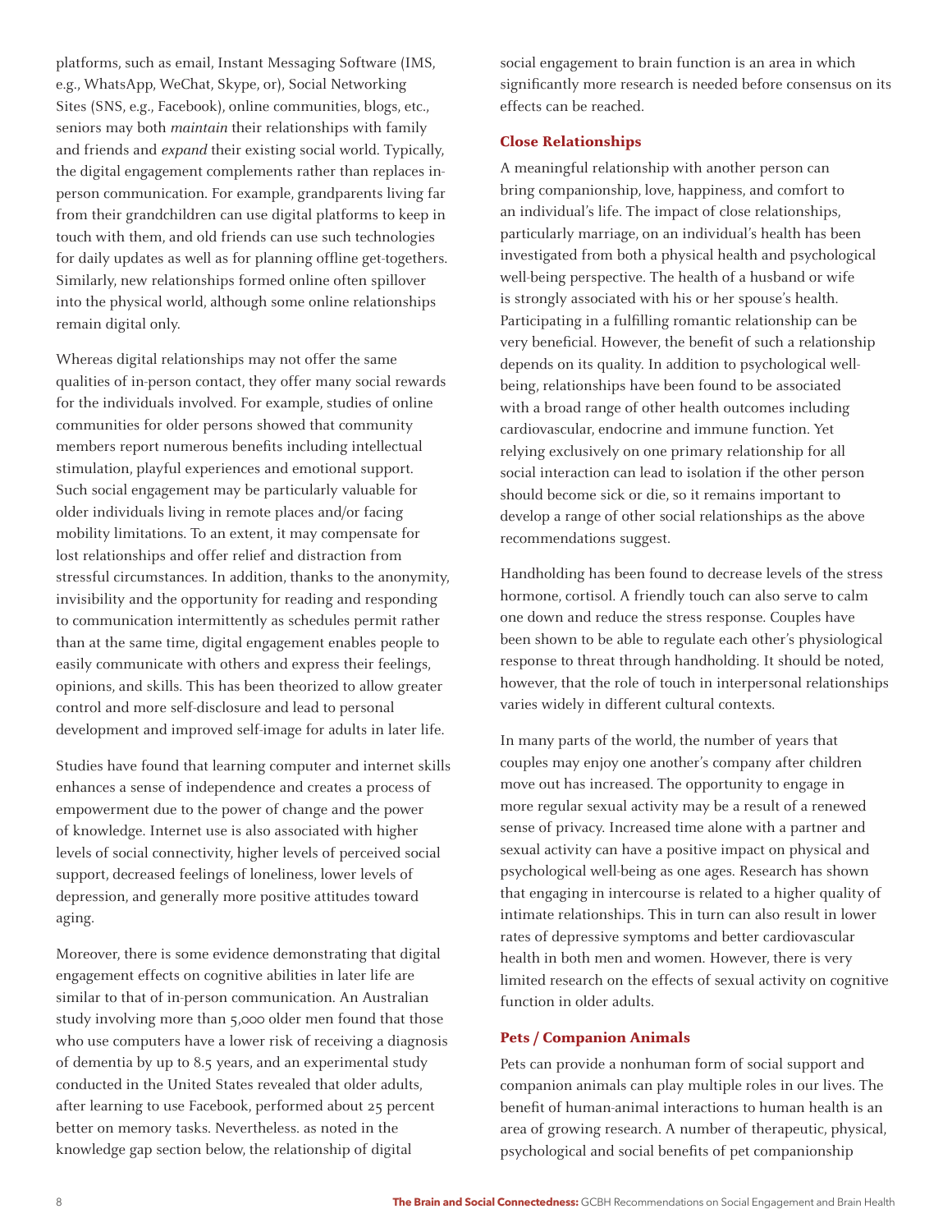platforms, such as email, Instant Messaging Software (IMS, e.g., WhatsApp, WeChat, Skype, or), Social Networking Sites (SNS, e.g., Facebook), online communities, blogs, etc., seniors may both *maintain* their relationships with family and friends and *expand* their existing social world. Typically, the digital engagement complements rather than replaces in-person communication. For example, grandparents living far from their grandchildren can use digital platforms to keep in touch with them, and old friends can use such technologies for daily updates as well as for planning offline get-togethers. Similarly, new relationships formed online often spillover into the physical world, although some online relationships remain digital only.

Whereas digital relationships may not offer the same qualities of in-person contact, they offer many social rewards for the individuals involved. For example, studies of online communities for older persons showed that community members report numerous benefits including intellectual stimulation, playful experiences and emotional support. Such social engagement may be particularly valuable for older individuals living in remote places and/or facing mobility limitations. To an extent, it may compensate for lost relationships and offer relief and distraction from stressful circumstances. In addition, thanks to the anonymity, invisibility and the opportunity for reading and responding to communication intermittently as schedules permit rather than at the same time, digital engagement enables people to easily communicate with others and express their feelings, opinions, and skills. This has been theorized to allow greater control and more self-disclosure and lead to personal development and improved self-image for adults in later life.

Studies have found that learning computer and internet skills enhances a sense of independence and creates a process of empowerment due to the power of change and the power of knowledge. Internet use is also associated with higher levels of social connectivity, higher levels of perceived social support, decreased feelings of loneliness, lower levels of depression, and generally more positive attitudes toward aging.

Moreover, there is some evidence demonstrating that digital engagement effects on cognitive abilities in later life are similar to that of in-person communication. An Australian study involving more than 5,000 older men found that those who use computers have a lower risk of receiving a diagnosis of dementia by up to 8.5 years, and an experimental study conducted in the United States revealed that older adults, after learning to use Facebook, performed about 25 percent better on memory tasks. Nevertheless. as noted in the knowledge gap section below, the relationship of digital social engagement to brain function is an area in which significantly more research is needed before consensus on its effects can be reached.

### Close Relationships

A meaningful relationship with another person can bring companionship, love, happiness, and comfort to an individual's life. The impact of close relationships, particularly marriage, on an individual's health has been investigated from both a physical health and psychological well-being perspective. The health of a husband or wife is strongly associated with his or her spouse's health. Participating in a fulfilling romantic relationship can be very beneficial. However, the benefit of such a relationship depends on its quality. In addition to psychological well-being, relationships have been found to be associated with a broad range of other health outcomes including cardiovascular, endocrine and immune function. Yet relying exclusively on one primary relationship for all social interaction can lead to isolation if the other person should become sick or die, so it remains important to develop a range of other social relationships as the above recommendations suggest.

Handholding has been found to decrease levels of the stress hormone, cortisol. A friendly touch can also serve to calm one down and reduce the stress response. Couples have been shown to be able to regulate each other's physiological response to threat through handholding. It should be noted, however, that the role of touch in interpersonal relationships varies widely in different cultural contexts.

In many parts of the world, the number of years that couples may enjoy one another's company after children move out has increased. The opportunity to engage in more regular sexual activity may be a result of a renewed sense of privacy. Increased time alone with a partner and sexual activity can have a positive impact on physical and psychological well-being as one ages. Research has shown that engaging in intercourse is related to a higher quality of intimate relationships. This in turn can also result in lower rates of depressive symptoms and better cardiovascular health in both men and women. However, there is very limited research on the effects of sexual activity on cognitive function in older adults.

### Pets / Companion Animals

Pets can provide a nonhuman form of social support and companion animals can play multiple roles in our lives. The benefit of human-animal interactions to human health is an area of growing research. A number of therapeutic, physical, psychological and social benefits of pet companionship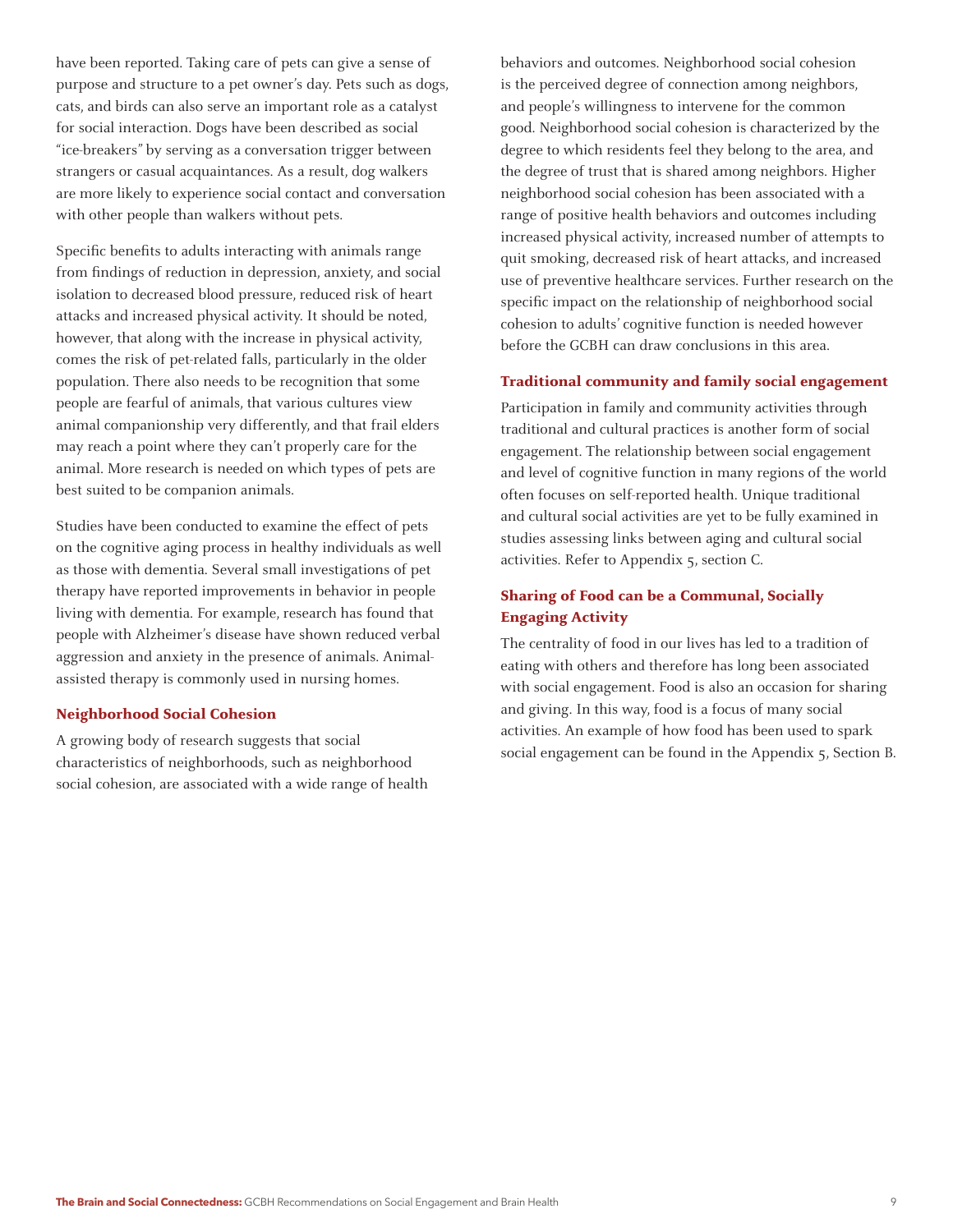have been reported. Taking care of pets can give a sense of purpose and structure to a pet owner's day. Pets such as dogs, cats, and birds can also serve an important role as a catalyst for social interaction. Dogs have been described as social "ice-breakers" by serving as a conversation trigger between strangers or casual acquaintances. As a result, dog walkers are more likely to experience social contact and conversation with other people than walkers without pets.

Specific benefits to adults interacting with animals range from findings of reduction in depression, anxiety, and social isolation to decreased blood pressure, reduced risk of heart attacks and increased physical activity. It should be noted, however, that along with the increase in physical activity, comes the risk of pet-related falls, particularly in the older population. There also needs to be recognition that some people are fearful of animals, that various cultures view animal companionship very differently, and that frail elders may reach a point where they can't properly care for the animal. More research is needed on which types of pets are best suited to be companion animals.

Studies have been conducted to examine the effect of pets on the cognitive aging process in healthy individuals as well as those with dementia. Several small investigations of pet therapy have reported improvements in behavior in people living with dementia. For example, research has found that people with Alzheimer's disease have shown reduced verbal aggression and anxiety in the presence of animals. Animal-assisted therapy is commonly used in nursing homes.

### Neighborhood Social Cohesion

A growing body of research suggests that social characteristics of neighborhoods, such as neighborhood social cohesion, are associated with a wide range of health behaviors and outcomes. Neighborhood social cohesion is the perceived degree of connection among neighbors, and people's willingness to intervene for the common good. Neighborhood social cohesion is characterized by the degree to which residents feel they belong to the area, and the degree of trust that is shared among neighbors. Higher neighborhood social cohesion has been associated with a range of positive health behaviors and outcomes including increased physical activity, increased number of attempts to quit smoking, decreased risk of heart attacks, and increased use of preventive healthcare services. Further research on the specific impact on the relationship of neighborhood social cohesion to adults' cognitive function is needed however before the GCBH can draw conclusions in this area.

### Traditional community and family social engagement

Participation in family and community activities through traditional and cultural practices is another form of social engagement. The relationship between social engagement and level of cognitive function in many regions of the world often focuses on self-reported health. Unique traditional and cultural social activities are yet to be fully examined in studies assessing links between aging and cultural social activities. Refer to Appendix 5, section C.

### Sharing of Food can be a Communal, Socially Engaging Activity

The centrality of food in our lives has led to a tradition of eating with others and therefore has long been associated with social engagement. Food is also an occasion for sharing and giving. In this way, food is a focus of many social activities. An example of how food has been used to spark social engagement can be found in the Appendix 5, Section B.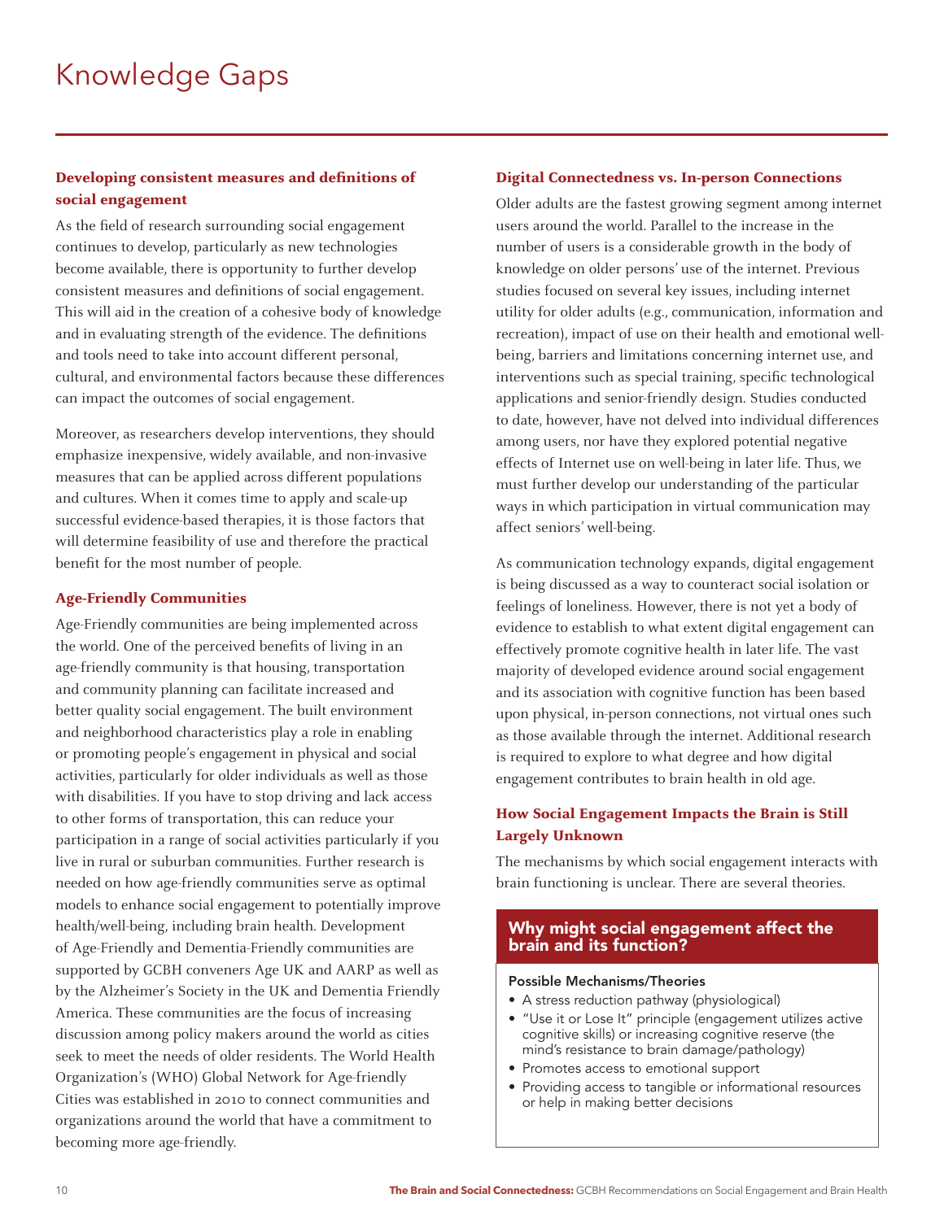# Knowledge Gaps

### Developing consistent measures and definitions of social engagement

As the field of research surrounding social engagement continues to develop, particularly as new technologies become available, there is opportunity to further develop consistent measures and definitions of social engagement. This will aid in the creation of a cohesive body of knowledge and in evaluating strength of the evidence. The definitions and tools need to take into account different personal, cultural, and environmental factors because these differences can impact the outcomes of social engagement.

Moreover, as researchers develop interventions, they should emphasize inexpensive, widely available, and non-invasive measures that can be applied across different populations and cultures. When it comes time to apply and scale-up successful evidence-based therapies, it is those factors that will determine feasibility of use and therefore the practical benefit for the most number of people.

### Age-Friendly Communities

Age-Friendly communities are being implemented across the world. One of the perceived benefits of living in an age-friendly community is that housing, transportation and community planning can facilitate increased and better quality social engagement. The built environment and neighborhood characteristics play a role in enabling or promoting people's engagement in physical and social activities, particularly for older individuals as well as those with disabilities. If you have to stop driving and lack access to other forms of transportation, this can reduce your participation in a range of social activities particularly if you live in rural or suburban communities. Further research is needed on how age-friendly communities serve as optimal models to enhance social engagement to potentially improve health/well-being, including brain health. Development of Age-Friendly and Dementia-Friendly communities are supported by GCBH conveners Age UK and AARP as well as by the Alzheimer's Society in the UK and Dementia Friendly America. These communities are the focus of increasing discussion among policy makers around the world as cities seek to meet the needs of older residents. The World Health Organization's (WHO) Global Network for Age-friendly Cities was established in 2010 to connect communities and organizations around the world that have a commitment to becoming more age-friendly.

### Digital Connectedness vs. In-person Connections

Older adults are the fastest growing segment among internet users around the world. Parallel to the increase in the number of users is a considerable growth in the body of knowledge on older persons' use of the internet. Previous studies focused on several key issues, including internet utility for older adults (e.g., communication, information and recreation), impact of use on their health and emotional well-being, barriers and limitations concerning internet use, and interventions such as special training, specific technological applications and senior-friendly design. Studies conducted to date, however, have not delved into individual differences among users, nor have they explored potential negative effects of Internet use on well-being in later life. Thus, we must further develop our understanding of the particular ways in which participation in virtual communication may affect seniors' well-being.

As communication technology expands, digital engagement is being discussed as a way to counteract social isolation or feelings of loneliness. However, there is not yet a body of evidence to establish to what extent digital engagement can effectively promote cognitive health in later life. The vast majority of developed evidence around social engagement and its association with cognitive function has been based upon physical, in-person connections, not virtual ones such as those available through the internet. Additional research is required to explore to what degree and how digital engagement contributes to brain health in old age.

### How Social Engagement Impacts the Brain is Still Largely Unknown

The mechanisms by which social engagement interacts with brain functioning is unclear. There are several theories.

#### Why might social engagement affect the brain and its function?

**Possible Mechanisms/Theories**

- A stress reduction pathway (physiological)
- "Use it or Lose It" principle (engagement utilizes active cognitive skills) or increasing cognitive reserve (the mind's resistance to brain damage/pathology)
- Promotes access to emotional support
- Providing access to tangible or informational resources or help in making better decisions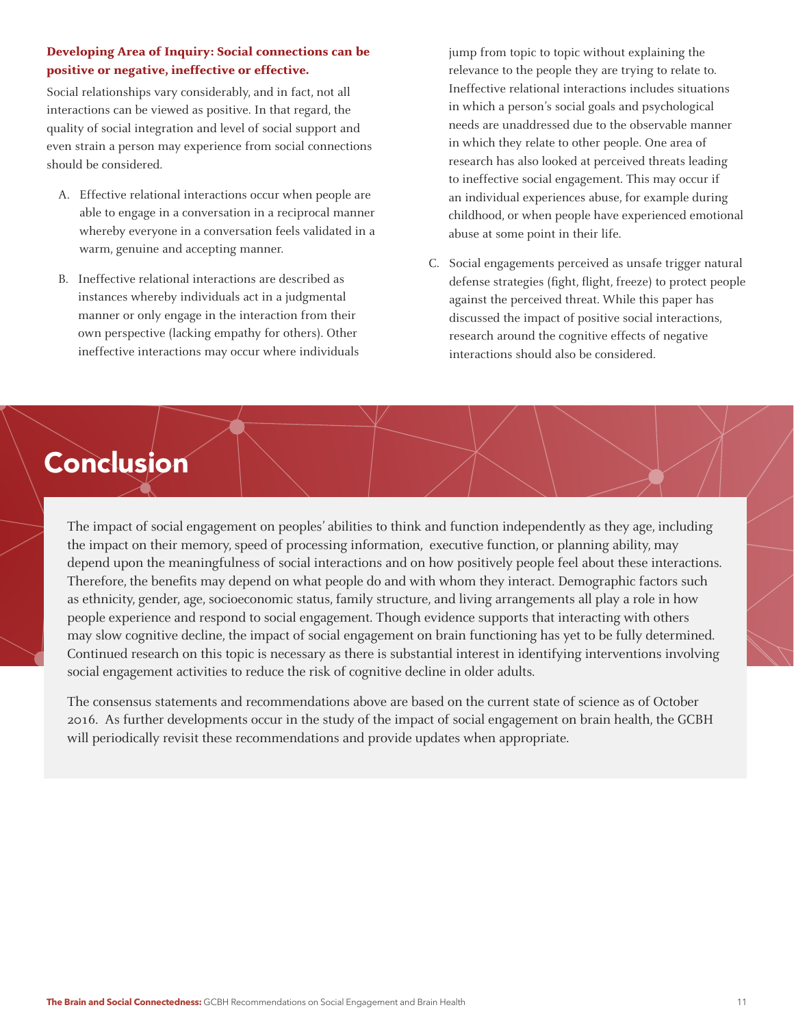**Developing Area of Inquiry: Social connections can be positive or negative, ineffective or effective.**

Social relationships vary considerably, and in fact, not all interactions can be viewed as positive. In that regard, the quality of social integration and level of social support and even strain a person may experience from social connections should be considered.

A. Effective relational interactions occur when people are able to engage in a conversation in a reciprocal manner whereby everyone in a conversation feels validated in a warm, genuine and accepting manner.

B. Ineffective relational interactions are described as instances whereby individuals act in a judgmental manner or only engage in the interaction from their own perspective (lacking empathy for others). Other ineffective interactions may occur where individuals jump from topic to topic without explaining the relevance to the people they are trying to relate to. Ineffective relational interactions includes situations in which a person's social goals and psychological needs are unaddressed due to the observable manner in which they relate to other people. One area of research has also looked at perceived threats leading to ineffective social engagement. This may occur if an individual experiences abuse, for example during childhood, or when people have experienced emotional abuse at some point in their life.

C. Social engagements perceived as unsafe trigger natural defense strategies (fight, flight, freeze) to protect people against the perceived threat. While this paper has discussed the impact of positive social interactions, research around the cognitive effects of negative interactions should also be considered.

# Conclusion

The impact of social engagement on peoples' abilities to think and function independently as they age, including the impact on their memory, speed of processing information, executive function, or planning ability, may depend upon the meaningfulness of social interactions and on how positively people feel about these interactions. Therefore, the benefits may depend on what people do and with whom they interact. Demographic factors such as ethnicity, gender, age, socioeconomic status, family structure, and living arrangements all play a role in how people experience and respond to social engagement. Though evidence supports that interacting with others may slow cognitive decline, the impact of social engagement on brain functioning has yet to be fully determined. Continued research on this topic is necessary as there is substantial interest in identifying interventions involving social engagement activities to reduce the risk of cognitive decline in older adults.

The consensus statements and recommendations above are based on the current state of science as of October 2016. As further developments occur in the study of the impact of social engagement on brain health, the GCBH will periodically revisit these recommendations and provide updates when appropriate.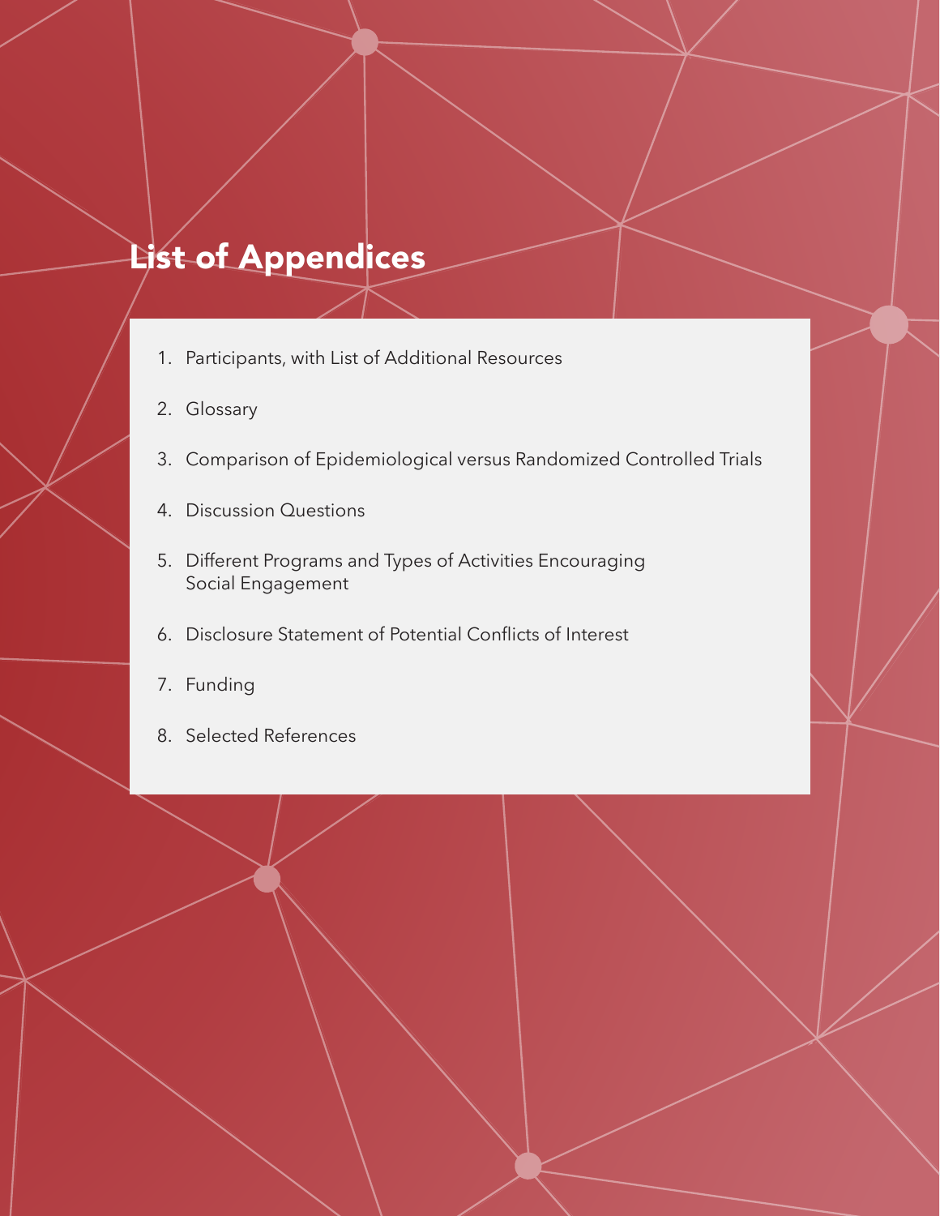# List of Appendices

1. Participants, with List of Additional Resources
2. Glossary
3. Comparison of Epidemiological versus Randomized Controlled Trials
4. Discussion Questions
5. Different Programs and Types of Activities Encouraging Social Engagement
6. Disclosure Statement of Potential Conflicts of Interest
7. Funding
8. Selected References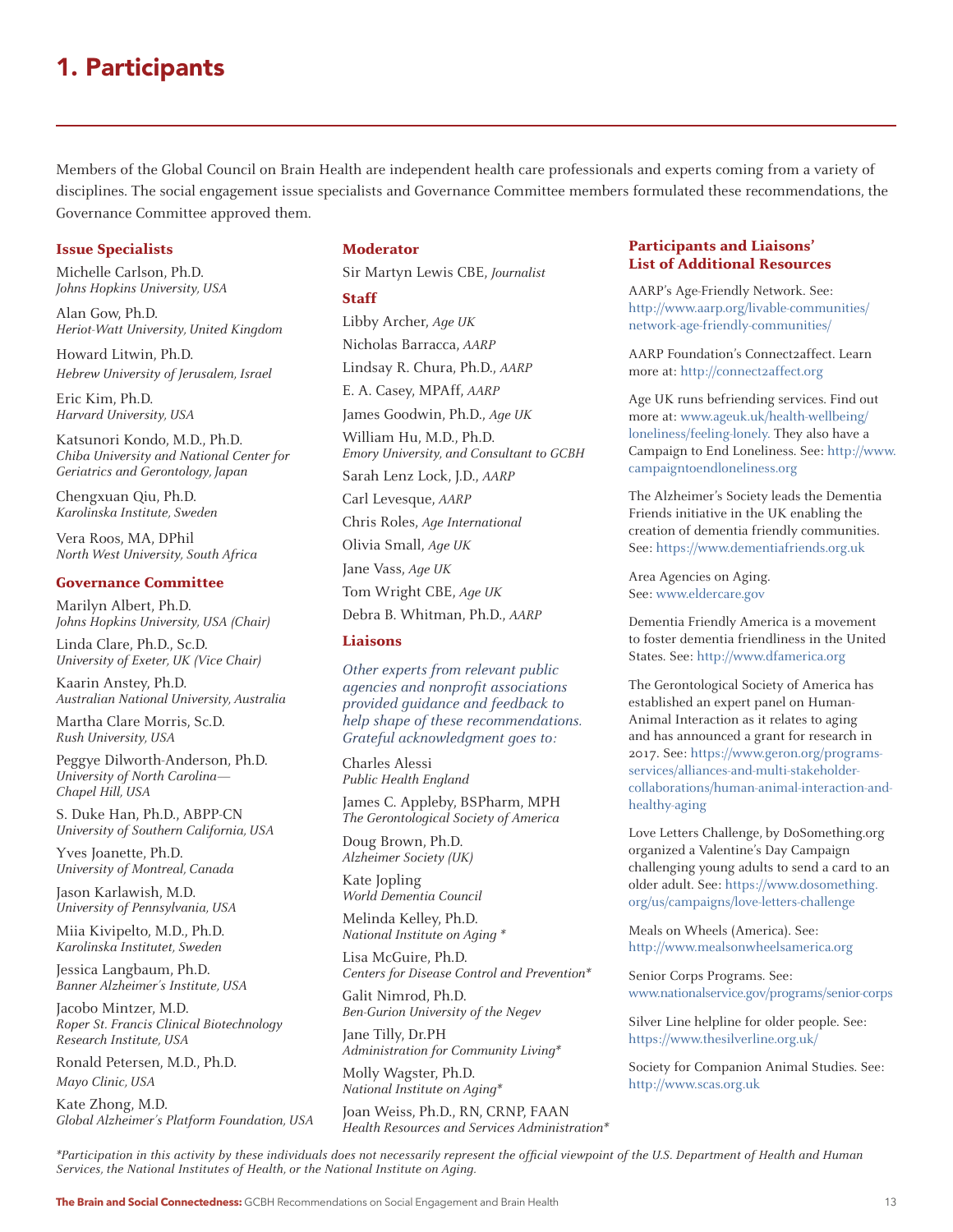# 1. Participants

Members of the Global Council on Brain Health are independent health care professionals and experts coming from a variety of disciplines. The social engagement issue specialists and Governance Committee members formulated these recommendations, the Governance Committee approved them.

### Issue Specialists

Michelle Carlson, Ph.D.
*Johns Hopkins University, USA*

Alan Gow, Ph.D.
*Heriot-Watt University, United Kingdom*

Howard Litwin, Ph.D.
*Hebrew University of Jerusalem, Israel*

Eric Kim, Ph.D.
*Harvard University, USA*

Katsunori Kondo, M.D., Ph.D.
*Chiba University and National Center for Geriatrics and Gerontology, Japan*

Chengxuan Qiu, Ph.D.
*Karolinska Institute, Sweden*

Vera Roos, MA, DPhil
*North West University, South Africa*

### Governance Committee

Marilyn Albert, Ph.D.
*Johns Hopkins University, USA (Chair)*

Linda Clare, Ph.D., Sc.D.
*University of Exeter, UK (Vice Chair)*

Kaarin Anstey, Ph.D.
*Australian National University, Australia*

Martha Clare Morris, Sc.D.
*Rush University, USA*

Peggye Dilworth-Anderson, Ph.D.
*University of North Carolina—Chapel Hill, USA*

S. Duke Han, Ph.D., ABPP-CN
*University of Southern California, USA*

Yves Joanette, Ph.D.
*University of Montreal, Canada*

Jason Karlawish, M.D.
*University of Pennsylvania, USA*

Miia Kivipelto, M.D., Ph.D.
*Karolinska Institutet, Sweden*

Jessica Langbaum, Ph.D.
*Banner Alzheimer's Institute, USA*

Jacobo Mintzer, M.D.
*Roper St. Francis Clinical Biotechnology Research Institute, USA*

Ronald Petersen, M.D., Ph.D.
*Mayo Clinic, USA*

Kate Zhong, M.D.
*Global Alzheimer's Platform Foundation, USA*

### Moderator

Sir Martyn Lewis CBE, *Journalist*

### Staff

Libby Archer, *Age UK*

Nicholas Barracca, *AARP*

Lindsay R. Chura, Ph.D., *AARP*

E. A. Casey, MPAff, *AARP*

James Goodwin, Ph.D., *Age UK*

William Hu, M.D., Ph.D.
*Emory University, and Consultant to GCBH*

Sarah Lenz Lock, J.D., *AARP*

Carl Levesque, *AARP*

Chris Roles, *Age International*

Olivia Small, *Age UK*

Jane Vass, *Age UK*

Tom Wright CBE, *Age UK*

Debra B. Whitman, Ph.D., *AARP*

### Liaisons

*Other experts from relevant public agencies and nonprofit associations provided guidance and feedback to help shape of these recommendations. Grateful acknowledgment goes to:*

Charles Alessi
*Public Health England*

James C. Appleby, BSPharm, MPH
*The Gerontological Society of America*

Doug Brown, Ph.D.
*Alzheimer Society (UK)*

Kate Jopling
*World Dementia Council*

Melinda Kelley, Ph.D.
*National Institute on Aging \**

Lisa McGuire, Ph.D.
*Centers for Disease Control and Prevention\**

Galit Nimrod, Ph.D.
*Ben-Gurion University of the Negev*

Jane Tilly, Dr.PH
*Administration for Community Living\**

Molly Wagster, Ph.D.
*National Institute on Aging\**

Joan Weiss, Ph.D., RN, CRNP, FAAN
*Health Resources and Services Administration\**

### Participants and Liaisons' List of Additional Resources

AARP's Age-Friendly Network. See: http://www.aarp.org/livable-communities/network-age-friendly-communities/

AARP Foundation's Connect2affect. Learn more at: http://connect2affect.org

Age UK runs befriending services. Find out more at: www.ageuk.uk/health-wellbeing/loneliness/feeling-lonely. They also have a Campaign to End Loneliness. See: http://www.campaigntoendloneliness.org

The Alzheimer's Society leads the Dementia Friends initiative in the UK enabling the creation of dementia friendly communities. See: https://www.dementiafriends.org.uk

Area Agencies on Aging. See: www.eldercare.gov

Dementia Friendly America is a movement to foster dementia friendliness in the United States. See: http://www.dfamerica.org

The Gerontological Society of America has established an expert panel on Human-Animal Interaction as it relates to aging and has announced a grant for research in 2017. See: https://www.geron.org/programs-services/alliances-and-multi-stakeholder-collaborations/human-animal-interaction-and-healthy-aging

Love Letters Challenge, by DoSomething.org organized a Valentine's Day Campaign challenging young adults to send a card to an older adult. See: https://www.dosomething.org/us/campaigns/love-letters-challenge

Meals on Wheels (America). See: http://www.mealsonwheelsamerica.org

Senior Corps Programs. See: www.nationalservice.gov/programs/senior-corps

Silver Line helpline for older people. See: https://www.thesilverline.org.uk/

Society for Companion Animal Studies. See: http://www.scas.org.uk

*\*Participation in this activity by these individuals does not necessarily represent the official viewpoint of the U.S. Department of Health and Human Services, the National Institutes of Health, or the National Institute on Aging.*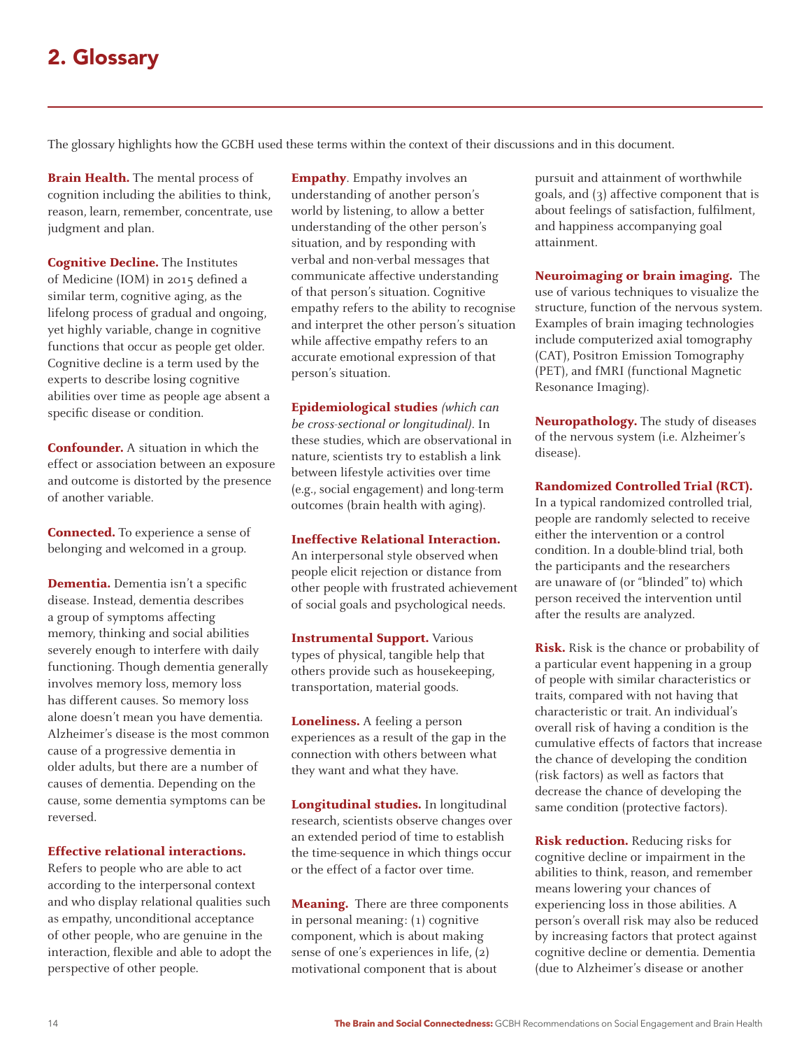## 2. Glossary

The glossary highlights how the GCBH used these terms within the context of their discussions and in this document.

**Brain Health.** The mental process of cognition including the abilities to think, reason, learn, remember, concentrate, use judgment and plan.

**Cognitive Decline.** The Institutes of Medicine (IOM) in 2015 defined a similar term, cognitive aging, as the lifelong process of gradual and ongoing, yet highly variable, change in cognitive functions that occur as people get older. Cognitive decline is a term used by the experts to describe losing cognitive abilities over time as people age absent a specific disease or condition.

**Confounder.** A situation in which the effect or association between an exposure and outcome is distorted by the presence of another variable.

**Connected.** To experience a sense of belonging and welcomed in a group.

**Dementia.** Dementia isn't a specific disease. Instead, dementia describes a group of symptoms affecting memory, thinking and social abilities severely enough to interfere with daily functioning. Though dementia generally involves memory loss, memory loss has different causes. So memory loss alone doesn't mean you have dementia. Alzheimer's disease is the most common cause of a progressive dementia in older adults, but there are a number of causes of dementia. Depending on the cause, some dementia symptoms can be reversed.

**Effective relational interactions.** Refers to people who are able to act according to the interpersonal context and who display relational qualities such as empathy, unconditional acceptance of other people, who are genuine in the interaction, flexible and able to adopt the perspective of other people.

**Empathy**. Empathy involves an understanding of another person's world by listening, to allow a better understanding of the other person's situation, and by responding with verbal and non-verbal messages that communicate affective understanding of that person's situation. Cognitive empathy refers to the ability to recognise and interpret the other person's situation while affective empathy refers to an accurate emotional expression of that person's situation.

**Epidemiological studies** *(which can be cross-sectional or longitudinal)*. In these studies, which are observational in nature, scientists try to establish a link between lifestyle activities over time (e.g., social engagement) and long-term outcomes (brain health with aging).

**Ineffective Relational Interaction.** An interpersonal style observed when people elicit rejection or distance from other people with frustrated achievement of social goals and psychological needs.

**Instrumental Support.** Various types of physical, tangible help that others provide such as housekeeping, transportation, material goods.

**Loneliness.** A feeling a person experiences as a result of the gap in the connection with others between what they want and what they have.

**Longitudinal studies.** In longitudinal research, scientists observe changes over an extended period of time to establish the time-sequence in which things occur or the effect of a factor over time.

**Meaning.** There are three components in personal meaning: (1) cognitive component, which is about making sense of one's experiences in life, (2) motivational component that is about pursuit and attainment of worthwhile goals, and (3) affective component that is about feelings of satisfaction, fulfilment, and happiness accompanying goal attainment.

**Neuroimaging or brain imaging.** The use of various techniques to visualize the structure, function of the nervous system. Examples of brain imaging technologies include computerized axial tomography (CAT), Positron Emission Tomography (PET), and fMRI (functional Magnetic Resonance Imaging).

**Neuropathology.** The study of diseases of the nervous system (i.e. Alzheimer's disease).

**Randomized Controlled Trial (RCT).** In a typical randomized controlled trial, people are randomly selected to receive either the intervention or a control condition. In a double-blind trial, both the participants and the researchers are unaware of (or "blinded" to) which person received the intervention until after the results are analyzed.

**Risk.** Risk is the chance or probability of a particular event happening in a group of people with similar characteristics or traits, compared with not having that characteristic or trait. An individual's overall risk of having a condition is the cumulative effects of factors that increase the chance of developing the condition (risk factors) as well as factors that decrease the chance of developing the same condition (protective factors).

**Risk reduction.** Reducing risks for cognitive decline or impairment in the abilities to think, reason, and remember means lowering your chances of experiencing loss in those abilities. A person's overall risk may also be reduced by increasing factors that protect against cognitive decline or dementia. Dementia (due to Alzheimer's disease or another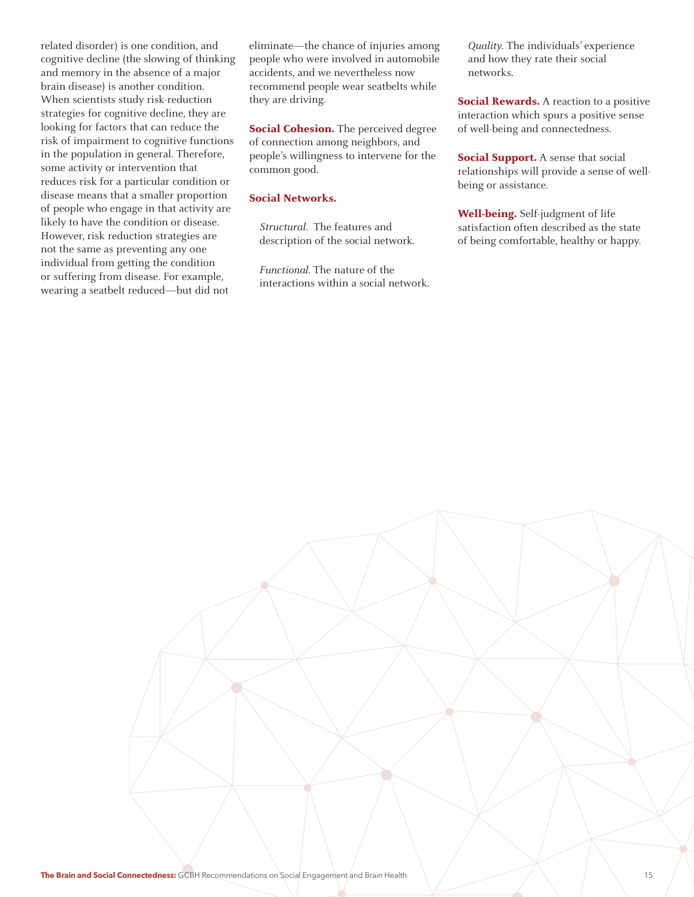related disorder) is one condition, and cognitive decline (the slowing of thinking and memory in the absence of a major brain disease) is another condition. When scientists study risk-reduction strategies for cognitive decline, they are looking for factors that can reduce the risk of impairment to cognitive functions in the population in general. Therefore, some activity or intervention that reduces risk for a particular condition or disease means that a smaller proportion of people who engage in that activity are likely to have the condition or disease. However, risk reduction strategies are not the same as preventing any one individual from getting the condition or suffering from disease. For example, wearing a seatbelt reduced—but did not eliminate—the chance of injuries among people who were involved in automobile accidents, and we nevertheless now recommend people wear seatbelts while they are driving.

**Social Cohesion.** The perceived degree of connection among neighbors, and people's willingness to intervene for the common good.

**Social Networks.**

*Structural.* The features and description of the social network.

*Functional.* The nature of the interactions within a social network.

*Quality.* The individuals' experience and how they rate their social networks.

**Social Rewards.** A reaction to a positive interaction which spurs a positive sense of well-being and connectedness.

**Social Support.** A sense that social relationships will provide a sense of well-being or assistance.

**Well-being.** Self-judgment of life satisfaction often described as the state of being comfortable, healthy or happy.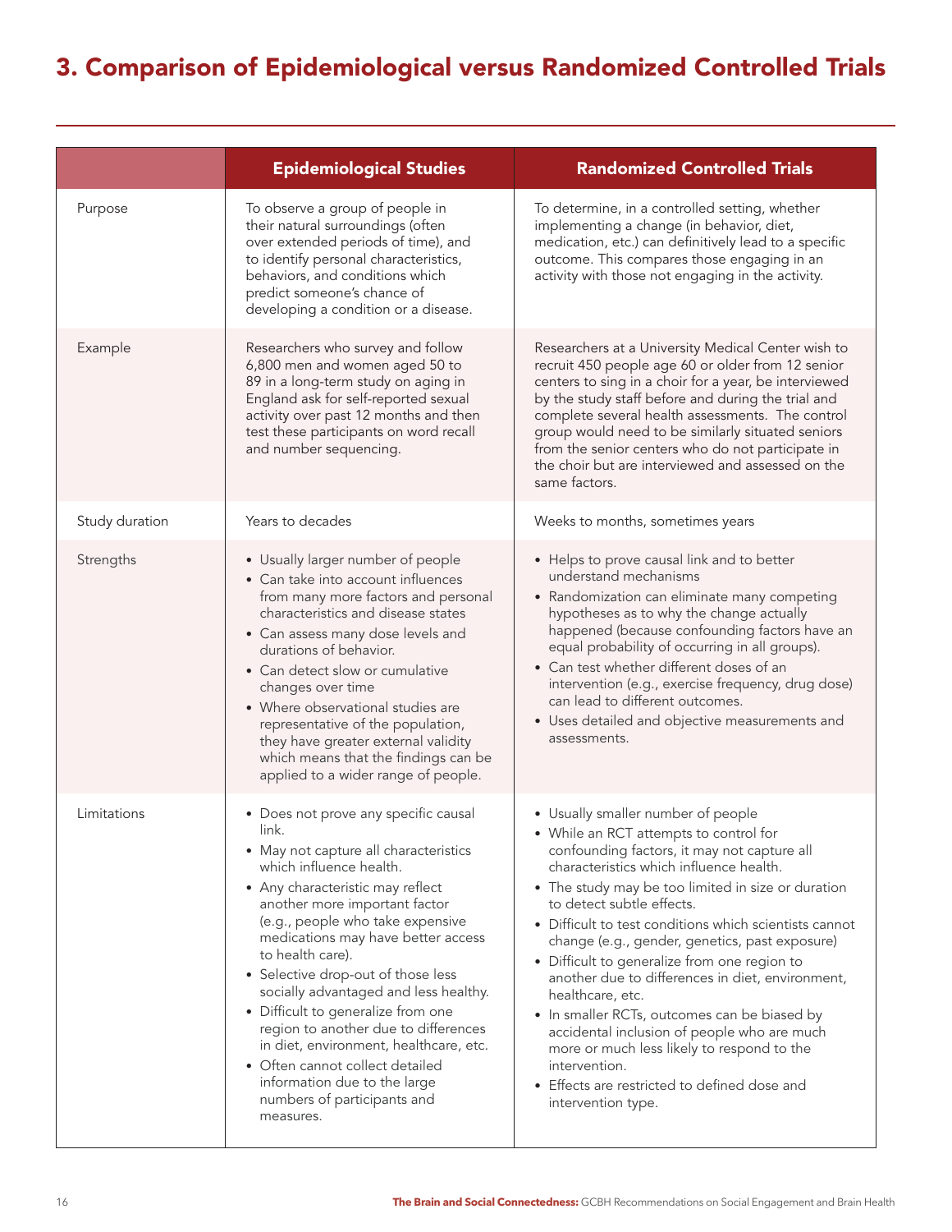# 3. Comparison of Epidemiological versus Randomized Controlled Trials

| | Epidemiological Studies | Randomized Controlled Trials |
|---|---|---|
| Purpose | To observe a group of people in their natural surroundings (often over extended periods of time), and to identify personal characteristics, behaviors, and conditions which predict someone's chance of developing a condition or a disease. | To determine, in a controlled setting, whether implementing a change (in behavior, diet, medication, etc.) can definitively lead to a specific outcome. This compares those engaging in an activity with those not engaging in the activity. |
| Example | Researchers who survey and follow 6,800 men and women aged 50 to 89 in a long-term study on aging in England ask for self-reported sexual activity over past 12 months and then test these participants on word recall and number sequencing. | Researchers at a University Medical Center wish to recruit 450 people age 60 or older from 12 senior centers to sing in a choir for a year, be interviewed by the study staff before and during the trial and complete several health assessments. The control group would need to be similarly situated seniors from the senior centers who do not participate in the choir but are interviewed and assessed on the same factors. |
| Study duration | Years to decades | Weeks to months, sometimes years |
| Strengths | • Usually larger number of people<br>• Can take into account influences from many more factors and personal characteristics and disease states<br>• Can assess many dose levels and durations of behavior.<br>• Can detect slow or cumulative changes over time<br>• Where observational studies are representative of the population, they have greater external validity which means that the findings can be applied to a wider range of people. | • Helps to prove causal link and to better understand mechanisms<br>• Randomization can eliminate many competing hypotheses as to why the change actually happened (because confounding factors have an equal probability of occurring in all groups).<br>• Can test whether different doses of an intervention (e.g., exercise frequency, drug dose) can lead to different outcomes.<br>• Uses detailed and objective measurements and assessments. |
| Limitations | • Does not prove any specific causal link.<br>• May not capture all characteristics which influence health.<br>• Any characteristic may reflect another more important factor (e.g., people who take expensive medications may have better access to health care).<br>• Selective drop-out of those less socially advantaged and less healthy.<br>• Difficult to generalize from one region to another due to differences in diet, environment, healthcare, etc.<br>• Often cannot collect detailed information due to the large numbers of participants and measures. | • Usually smaller number of people<br>• While an RCT attempts to control for confounding factors, it may not capture all characteristics which influence health.<br>• The study may be too limited in size or duration to detect subtle effects.<br>• Difficult to test conditions which scientists cannot change (e.g., gender, genetics, past exposure)<br>• Difficult to generalize from one region to another due to differences in diet, environment, healthcare, etc.<br>• In smaller RCTs, outcomes can be biased by accidental inclusion of people who are much more or much less likely to respond to the intervention.<br>• Effects are restricted to defined dose and intervention type. |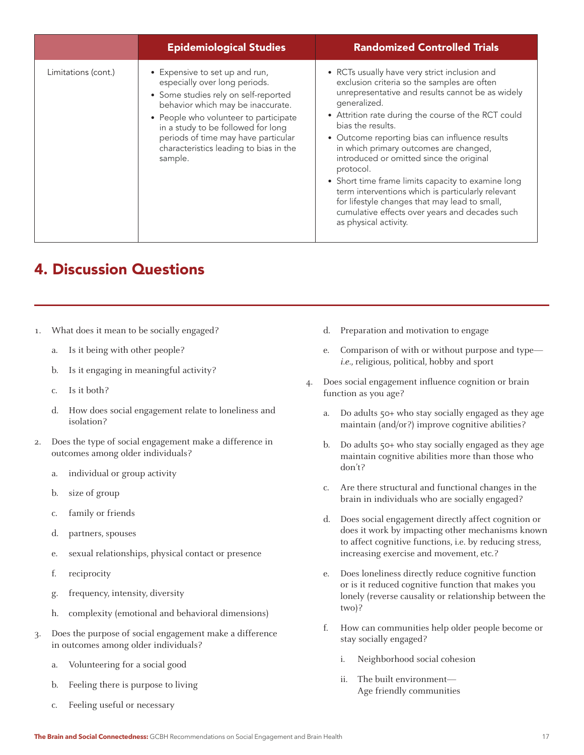| | Epidemiological Studies | Randomized Controlled Trials |
|---|---|---|
| Limitations (cont.) | • Expensive to set up and run, especially over long periods.<br>• Some studies rely on self-reported behavior which may be inaccurate.<br>• People who volunteer to participate in a study to be followed for long periods of time may have particular characteristics leading to bias in the sample. | • RCTs usually have very strict inclusion and exclusion criteria so the samples are often unrepresentative and results cannot be as widely generalized.<br>• Attrition rate during the course of the RCT could bias the results.<br>• Outcome reporting bias can influence results in which primary outcomes are changed, introduced or omitted since the original protocol.<br>• Short time frame limits capacity to examine long term interventions which is particularly relevant for lifestyle changes that may lead to small, cumulative effects over years and decades such as physical activity. |

## 4. Discussion Questions

1. What does it mean to be socially engaged?
   a. Is it being with other people?
   b. Is it engaging in meaningful activity?
   c. Is it both?
   d. How does social engagement relate to loneliness and isolation?
2. Does the type of social engagement make a difference in outcomes among older individuals?
   a. individual or group activity
   b. size of group
   c. family or friends
   d. partners, spouses
   e. sexual relationships, physical contact or presence
   f. reciprocity
   g. frequency, intensity, diversity
   h. complexity (emotional and behavioral dimensions)
3. Does the purpose of social engagement make a difference in outcomes among older individuals?
   a. Volunteering for a social good
   b. Feeling there is purpose to living
   c. Feeling useful or necessary
   d. Preparation and motivation to engage
   e. Comparison of with or without purpose and type—*i.e.*, religious, political, hobby and sport
4. Does social engagement influence cognition or brain function as you age?
   a. Do adults 50+ who stay socially engaged as they age maintain (and/or?) improve cognitive abilities?
   b. Do adults 50+ who stay socially engaged as they age maintain cognitive abilities more than those who don't?
   c. Are there structural and functional changes in the brain in individuals who are socially engaged?
   d. Does social engagement directly affect cognition or does it work by impacting other mechanisms known to affect cognitive functions, i.e. by reducing stress, increasing exercise and movement, etc.?
   e. Does loneliness directly reduce cognitive function or is it reduced cognitive function that makes you lonely (reverse causality or relationship between the two)?
   f. How can communities help older people become or stay socially engaged?
      i. Neighborhood social cohesion
      ii. The built environment—Age friendly communities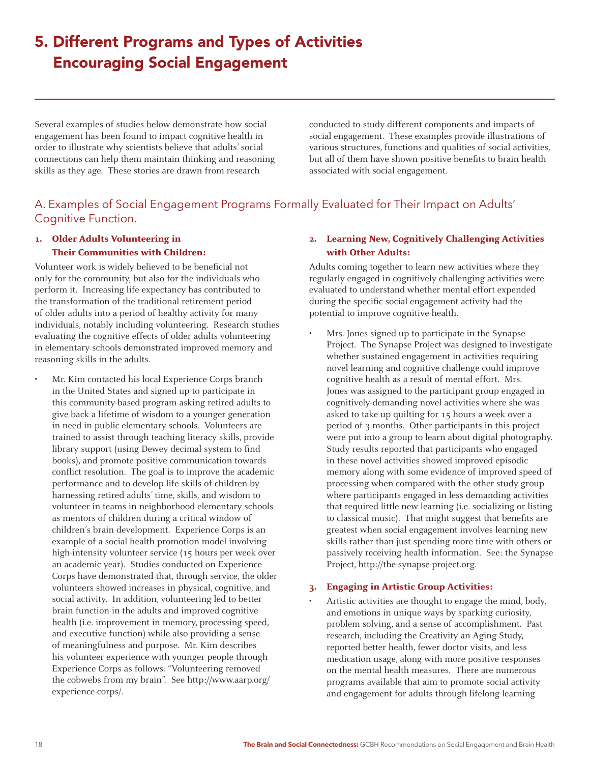# 5. Different Programs and Types of Activities Encouraging Social Engagement

Several examples of studies below demonstrate how social engagement has been found to impact cognitive health in order to illustrate why scientists believe that adults' social connections can help them maintain thinking and reasoning skills as they age. These stories are drawn from research conducted to study different components and impacts of social engagement. These examples provide illustrations of various structures, functions and qualities of social activities, but all of them have shown positive benefits to brain health associated with social engagement.

## A. Examples of Social Engagement Programs Formally Evaluated for Their Impact on Adults' Cognitive Function.

### 1. Older Adults Volunteering in Their Communities with Children:

Volunteer work is widely believed to be beneficial not only for the community, but also for the individuals who perform it. Increasing life expectancy has contributed to the transformation of the traditional retirement period of older adults into a period of healthy activity for many individuals, notably including volunteering. Research studies evaluating the cognitive effects of older adults volunteering in elementary schools demonstrated improved memory and reasoning skills in the adults.

- Mr. Kim contacted his local Experience Corps branch in the United States and signed up to participate in this community-based program asking retired adults to give back a lifetime of wisdom to a younger generation in need in public elementary schools. Volunteers are trained to assist through teaching literacy skills, provide library support (using Dewey decimal system to find books), and promote positive communication towards conflict resolution. The goal is to improve the academic performance and to develop life skills of children by harnessing retired adults' time, skills, and wisdom to volunteer in teams in neighborhood elementary schools as mentors of children during a critical window of children's brain development. Experience Corps is an example of a social health promotion model involving high-intensity volunteer service (15 hours per week over an academic year). Studies conducted on Experience Corps have demonstrated that, through service, the older volunteers showed increases in physical, cognitive, and social activity. In addition, volunteering led to better brain function in the adults and improved cognitive health (i.e. improvement in memory, processing speed, and executive function) while also providing a sense of meaningfulness and purpose. Mr. Kim describes his volunteer experience with younger people through Experience Corps as follows: "Volunteering removed the cobwebs from my brain". See http://www.aarp.org/experience-corps/.

### 2. Learning New, Cognitively Challenging Activities with Other Adults:

Adults coming together to learn new activities where they regularly engaged in cognitively challenging activities were evaluated to understand whether mental effort expended during the specific social engagement activity had the potential to improve cognitive health.

- Mrs. Jones signed up to participate in the Synapse Project. The Synapse Project was designed to investigate whether sustained engagement in activities requiring novel learning and cognitive challenge could improve cognitive health as a result of mental effort. Mrs. Jones was assigned to the participant group engaged in cognitively-demanding novel activities where she was asked to take up quilting for 15 hours a week over a period of 3 months. Other participants in this project were put into a group to learn about digital photography. Study results reported that participants who engaged in these novel activities showed improved episodic memory along with some evidence of improved speed of processing when compared with the other study group where participants engaged in less demanding activities that required little new learning (i.e. socializing or listing to classical music). That might suggest that benefits are greatest when social engagement involves learning new skills rather than just spending more time with others or passively receiving health information. See: the Synapse Project, http://the-synapse-project.org.

### 3. Engaging in Artistic Group Activities:

- Artistic activities are thought to engage the mind, body, and emotions in unique ways by sparking curiosity, problem solving, and a sense of accomplishment. Past research, including the Creativity an Aging Study, reported better health, fewer doctor visits, and less medication usage, along with more positive responses on the mental health measures. There are numerous programs available that aim to promote social activity and engagement for adults through lifelong learning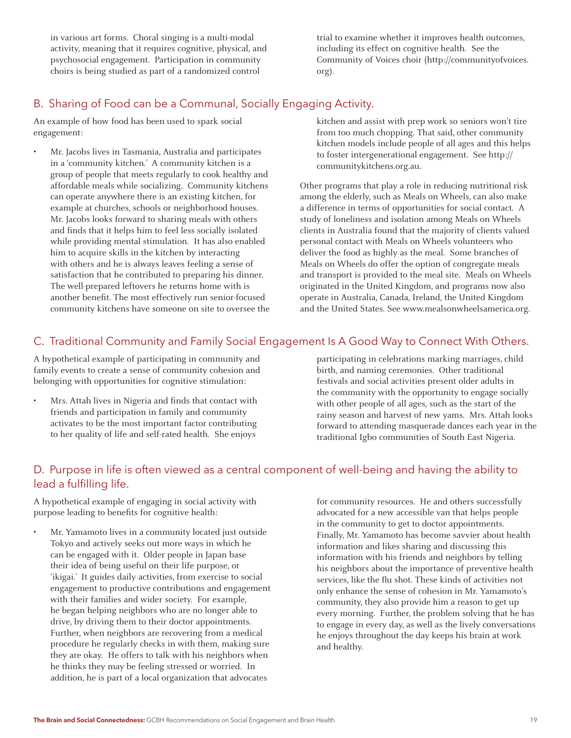in various art forms. Choral singing is a multi-modal activity, meaning that it requires cognitive, physical, and psychosocial engagement. Participation in community choirs is being studied as part of a randomized control trial to examine whether it improves health outcomes, including its effect on cognitive health. See the Community of Voices choir (http://communityofvoices.org).

## B. Sharing of Food can be a Communal, Socially Engaging Activity.

An example of how food has been used to spark social engagement:

- Mr. Jacobs lives in Tasmania, Australia and participates in a 'community kitchen.' A community kitchen is a group of people that meets regularly to cook healthy and affordable meals while socializing. Community kitchens can operate anywhere there is an existing kitchen, for example at churches, schools or neighborhood houses. Mr. Jacobs looks forward to sharing meals with others and finds that it helps him to feel less socially isolated while providing mental stimulation. It has also enabled him to acquire skills in the kitchen by interacting with others and he is always leaves feeling a sense of satisfaction that he contributed to preparing his dinner. The well-prepared leftovers he returns home with is another benefit. The most effectively run senior-focused community kitchens have someone on site to oversee the kitchen and assist with prep work so seniors won't tire from too much chopping. That said, other community kitchen models include people of all ages and this helps to foster intergenerational engagement. See http://communitykitchens.org.au.

Other programs that play a role in reducing nutritional risk among the elderly, such as Meals on Wheels, can also make a difference in terms of opportunities for social contact. A study of loneliness and isolation among Meals on Wheels clients in Australia found that the majority of clients valued personal contact with Meals on Wheels volunteers who deliver the food as highly as the meal. Some branches of Meals on Wheels do offer the option of congregate meals and transport is provided to the meal site. Meals on Wheels originated in the United Kingdom, and programs now also operate in Australia, Canada, Ireland, the United Kingdom and the United States. See www.mealsonwheelsamerica.org.

## C. Traditional Community and Family Social Engagement Is A Good Way to Connect With Others.

A hypothetical example of participating in community and family events to create a sense of community cohesion and belonging with opportunities for cognitive stimulation:

- Mrs. Attah lives in Nigeria and finds that contact with friends and participation in family and community activates to be the most important factor contributing to her quality of life and self-rated health. She enjoys participating in celebrations marking marriages, child birth, and naming ceremonies. Other traditional festivals and social activities present older adults in the community with the opportunity to engage socially with other people of all ages, such as the start of the rainy season and harvest of new yams. Mrs. Attah looks forward to attending masquerade dances each year in the traditional Igbo communities of South East Nigeria.

## D. Purpose in life is often viewed as a central component of well-being and having the ability to lead a fulfilling life.

A hypothetical example of engaging in social activity with purpose leading to benefits for cognitive health:

- Mr. Yamamoto lives in a community located just outside Tokyo and actively seeks out more ways in which he can be engaged with it. Older people in Japan base their idea of being useful on their life purpose, or 'ikigai.' It guides daily activities, from exercise to social engagement to productive contributions and engagement with their families and wider society. For example, he began helping neighbors who are no longer able to drive, by driving them to their doctor appointments. Further, when neighbors are recovering from a medical procedure he regularly checks in with them, making sure they are okay. He offers to talk with his neighbors when he thinks they may be feeling stressed or worried. In addition, he is part of a local organization that advocates for community resources. He and others successfully advocated for a new accessible van that helps people in the community to get to doctor appointments. Finally, Mr. Yamamoto has become savvier about health information and likes sharing and discussing this information with his friends and neighbors by telling his neighbors about the importance of preventive health services, like the flu shot. These kinds of activities not only enhance the sense of cohesion in Mr. Yamamoto's community, they also provide him a reason to get up every morning. Further, the problem solving that he has to engage in every day, as well as the lively conversations he enjoys throughout the day keeps his brain at work and healthy.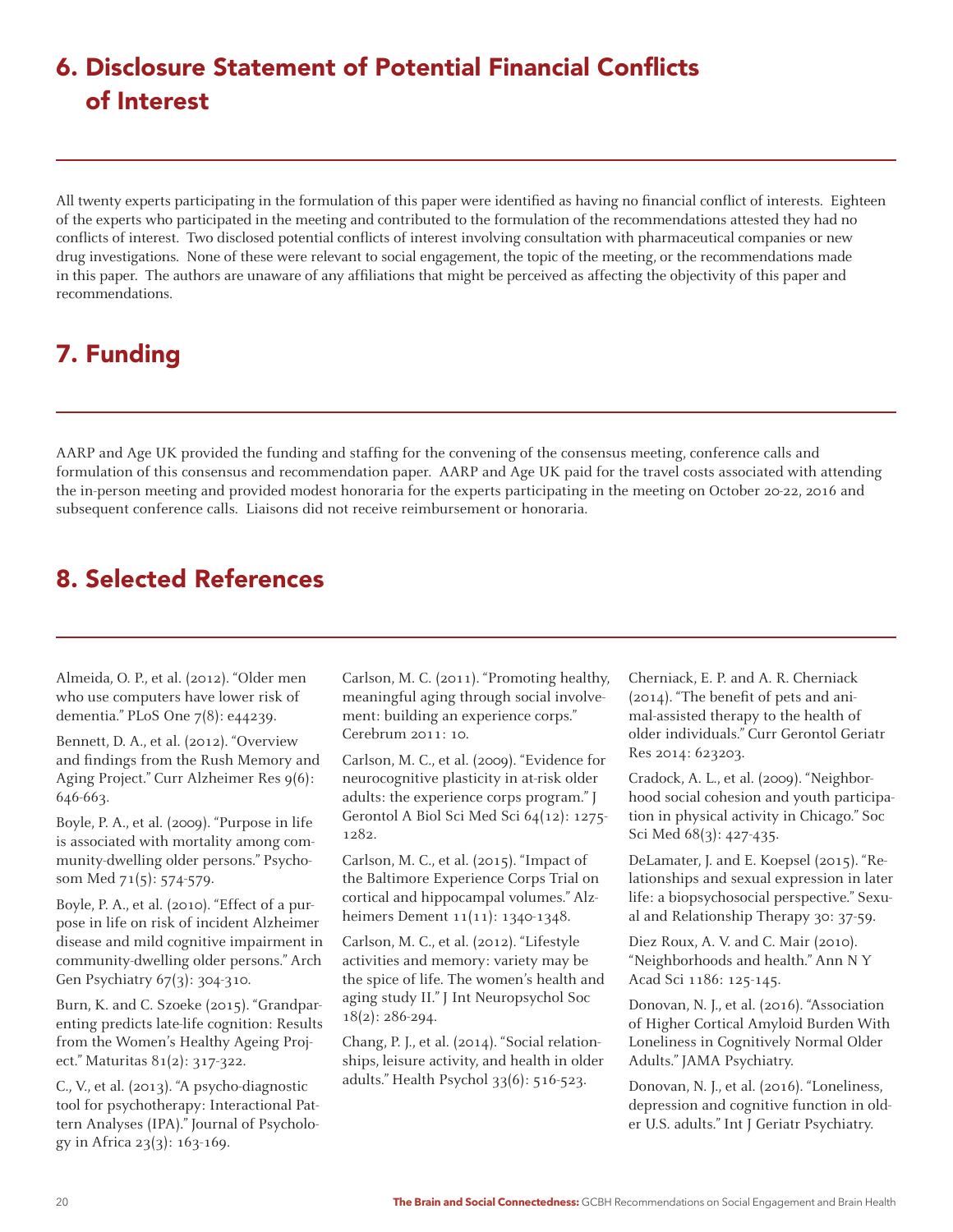## 6. Disclosure Statement of Potential Financial Conflicts of Interest

All twenty experts participating in the formulation of this paper were identified as having no financial conflict of interests. Eighteen of the experts who participated in the meeting and contributed to the formulation of the recommendations attested they had no conflicts of interest. Two disclosed potential conflicts of interest involving consultation with pharmaceutical companies or new drug investigations. None of these were relevant to social engagement, the topic of the meeting, or the recommendations made in this paper. The authors are unaware of any affiliations that might be perceived as affecting the objectivity of this paper and recommendations.

## 7. Funding

AARP and Age UK provided the funding and staffing for the convening of the consensus meeting, conference calls and formulation of this consensus and recommendation paper. AARP and Age UK paid for the travel costs associated with attending the in-person meeting and provided modest honoraria for the experts participating in the meeting on October 20-22, 2016 and subsequent conference calls. Liaisons did not receive reimbursement or honoraria.

## 8. Selected References

Almeida, O. P., et al. (2012). "Older men who use computers have lower risk of dementia." PLoS One 7(8): e44239.

Bennett, D. A., et al. (2012). "Overview and findings from the Rush Memory and Aging Project." Curr Alzheimer Res 9(6): 646-663.

Boyle, P. A., et al. (2009). "Purpose in life is associated with mortality among community-dwelling older persons." Psychosom Med 71(5): 574-579.

Boyle, P. A., et al. (2010). "Effect of a purpose in life on risk of incident Alzheimer disease and mild cognitive impairment in community-dwelling older persons." Arch Gen Psychiatry 67(3): 304-310.

Burn, K. and C. Szoeke (2015). "Grandparenting predicts late-life cognition: Results from the Women's Healthy Ageing Project." Maturitas 81(2): 317-322.

C., V., et al. (2013). "A psycho-diagnostic tool for psychotherapy: Interactional Pattern Analyses (IPA)." Journal of Psychology in Africa 23(3): 163-169.

Carlson, M. C. (2011). "Promoting healthy, meaningful aging through social involvement: building an experience corps." Cerebrum 2011: 10.

Carlson, M. C., et al. (2009). "Evidence for neurocognitive plasticity in at-risk older adults: the experience corps program." J Gerontol A Biol Sci Med Sci 64(12): 1275-1282.

Carlson, M. C., et al. (2015). "Impact of the Baltimore Experience Corps Trial on cortical and hippocampal volumes." Alzheimers Dement 11(11): 1340-1348.

Carlson, M. C., et al. (2012). "Lifestyle activities and memory: variety may be the spice of life. The women's health and aging study II." J Int Neuropsychol Soc 18(2): 286-294.

Chang, P. J., et al. (2014). "Social relationships, leisure activity, and health in older adults." Health Psychol 33(6): 516-523.

Cherniack, E. P. and A. R. Cherniack (2014). "The benefit of pets and animal-assisted therapy to the health of older individuals." Curr Gerontol Geriatr Res 2014: 623203.

Cradock, A. L., et al. (2009). "Neighborhood social cohesion and youth participation in physical activity in Chicago." Soc Sci Med 68(3): 427-435.

DeLamater, J. and E. Koepsel (2015). "Relationships and sexual expression in later life: a biopsychosocial perspective." Sexual and Relationship Therapy 30: 37-59.

Diez Roux, A. V. and C. Mair (2010). "Neighborhoods and health." Ann N Y Acad Sci 1186: 125-145.

Donovan, N. J., et al. (2016). "Association of Higher Cortical Amyloid Burden With Loneliness in Cognitively Normal Older Adults." JAMA Psychiatry.

Donovan, N. J., et al. (2016). "Loneliness, depression and cognitive function in older U.S. adults." Int J Geriatr Psychiatry.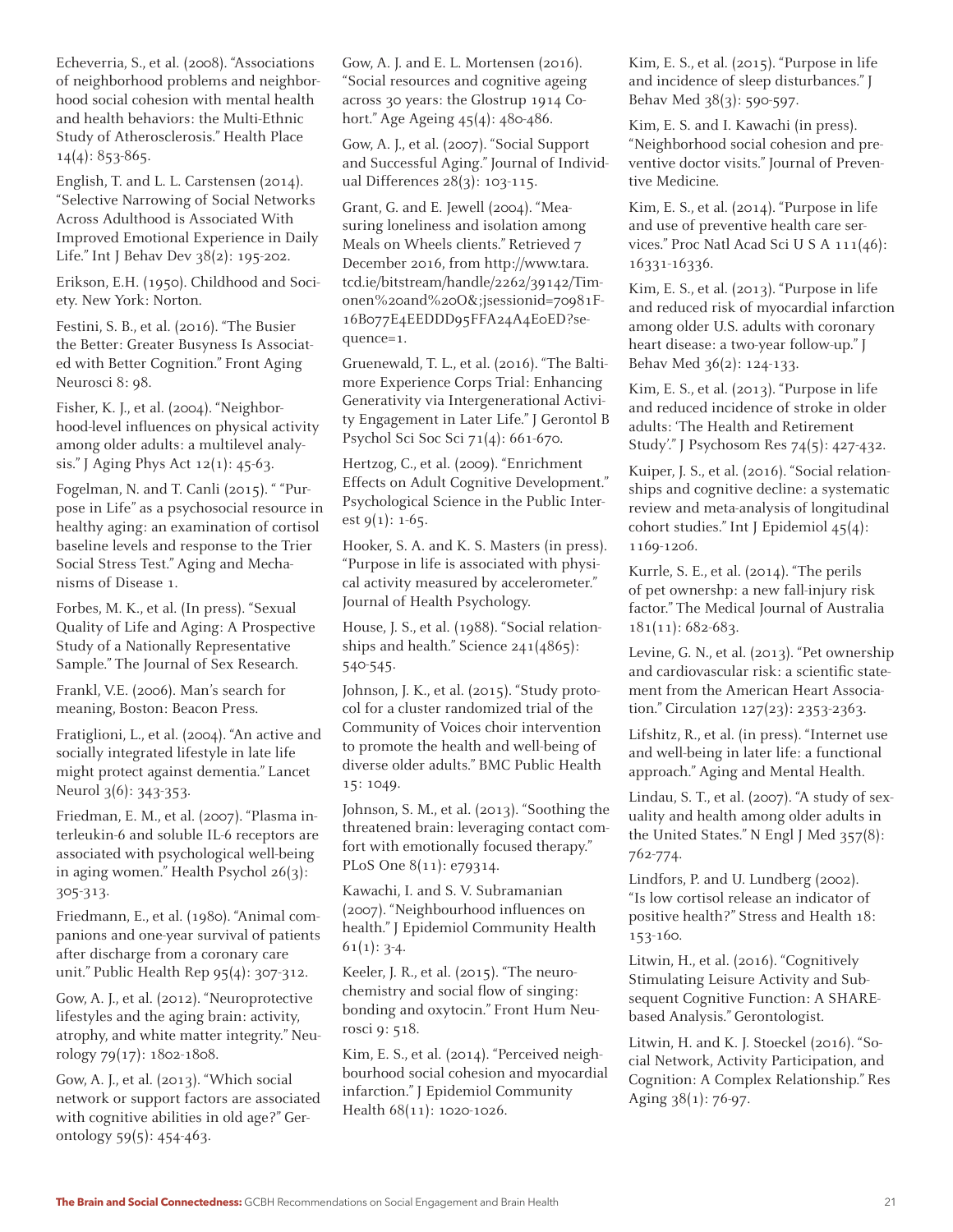Echeverria, S., et al. (2008). "Associations of neighborhood problems and neighborhood social cohesion with mental health and health behaviors: the Multi-Ethnic Study of Atherosclerosis." Health Place 14(4): 853-865.

English, T. and L. L. Carstensen (2014). "Selective Narrowing of Social Networks Across Adulthood is Associated With Improved Emotional Experience in Daily Life." Int J Behav Dev 38(2): 195-202.

Erikson, E.H. (1950). Childhood and Society. New York: Norton.

Festini, S. B., et al. (2016). "The Busier the Better: Greater Busyness Is Associated with Better Cognition." Front Aging Neurosci 8: 98.

Fisher, K. J., et al. (2004). "Neighborhood-level influences on physical activity among older adults: a multilevel analysis." J Aging Phys Act 12(1): 45-63.

Fogelman, N. and T. Canli (2015). " "Purpose in Life" as a psychosocial resource in healthy aging: an examination of cortisol baseline levels and response to the Trier Social Stress Test." Aging and Mechanisms of Disease 1.

Forbes, M. K., et al. (In press). "Sexual Quality of Life and Aging: A Prospective Study of a Nationally Representative Sample." The Journal of Sex Research.

Frankl, V.E. (2006). Man's search for meaning, Boston: Beacon Press.

Fratiglioni, L., et al. (2004). "An active and socially integrated lifestyle in late life might protect against dementia." Lancet Neurol 3(6): 343-353.

Friedman, E. M., et al. (2007). "Plasma interleukin-6 and soluble IL-6 receptors are associated with psychological well-being in aging women." Health Psychol 26(3): 305-313.

Friedmann, E., et al. (1980). "Animal companions and one-year survival of patients after discharge from a coronary care unit." Public Health Rep 95(4): 307-312.

Gow, A. J., et al. (2012). "Neuroprotective lifestyles and the aging brain: activity, atrophy, and white matter integrity." Neurology 79(17): 1802-1808.

Gow, A. J., et al. (2013). "Which social network or support factors are associated with cognitive abilities in old age?" Gerontology 59(5): 454-463.

Gow, A. J. and E. L. Mortensen (2016). "Social resources and cognitive ageing across 30 years: the Glostrup 1914 Cohort." Age Ageing 45(4): 480-486.

Gow, A. J., et al. (2007). "Social Support and Successful Aging." Journal of Individual Differences 28(3): 103-115.

Grant, G. and E. Jewell (2004). "Measuring loneliness and isolation among Meals on Wheels clients." Retrieved 7 December 2016, from http://www.tara.tcd.ie/bitstream/handle/2262/39142/Timonen%20and%20O&;jsessionid=70981F16B077E4EEDDD95FFA24A4E0ED?sequence=1.

Gruenewald, T. L., et al. (2016). "The Baltimore Experience Corps Trial: Enhancing Generativity via Intergenerational Activity Engagement in Later Life." J Gerontol B Psychol Sci Soc Sci 71(4): 661-670.

Hertzog, C., et al. (2009). "Enrichment Effects on Adult Cognitive Development." Psychological Science in the Public Interest 9(1): 1-65.

Hooker, S. A. and K. S. Masters (in press). "Purpose in life is associated with physical activity measured by accelerometer." Journal of Health Psychology.

House, J. S., et al. (1988). "Social relationships and health." Science 241(4865): 540-545.

Johnson, J. K., et al. (2015). "Study protocol for a cluster randomized trial of the Community of Voices choir intervention to promote the health and well-being of diverse older adults." BMC Public Health 15: 1049.

Johnson, S. M., et al. (2013). "Soothing the threatened brain: leveraging contact comfort with emotionally focused therapy." PLoS One 8(11): e79314.

Kawachi, I. and S. V. Subramanian (2007). "Neighbourhood influences on health." J Epidemiol Community Health 61(1): 3-4.

Keeler, J. R., et al. (2015). "The neurochemistry and social flow of singing: bonding and oxytocin." Front Hum Neurosci 9: 518.

Kim, E. S., et al. (2014). "Perceived neighbourhood social cohesion and myocardial infarction." J Epidemiol Community Health 68(11): 1020-1026.

Kim, E. S., et al. (2015). "Purpose in life and incidence of sleep disturbances." J Behav Med 38(3): 590-597.

Kim, E. S. and I. Kawachi (in press). "Neighborhood social cohesion and preventive doctor visits." Journal of Preventive Medicine.

Kim, E. S., et al. (2014). "Purpose in life and use of preventive health care services." Proc Natl Acad Sci U S A 111(46): 16331-16336.

Kim, E. S., et al. (2013). "Purpose in life and reduced risk of myocardial infarction among older U.S. adults with coronary heart disease: a two-year follow-up." J Behav Med 36(2): 124-133.

Kim, E. S., et al. (2013). "Purpose in life and reduced incidence of stroke in older adults: 'The Health and Retirement Study'." J Psychosom Res 74(5): 427-432.

Kuiper, J. S., et al. (2016). "Social relationships and cognitive decline: a systematic review and meta-analysis of longitudinal cohort studies." Int J Epidemiol 45(4): 1169-1206.

Kurrle, S. E., et al. (2014). "The perils of pet ownershp: a new fall-injury risk factor." The Medical Journal of Australia 181(11): 682-683.

Levine, G. N., et al. (2013). "Pet ownership and cardiovascular risk: a scientific statement from the American Heart Association." Circulation 127(23): 2353-2363.

Lifshitz, R., et al. (in press). "Internet use and well-being in later life: a functional approach." Aging and Mental Health.

Lindau, S. T., et al. (2007). "A study of sexuality and health among older adults in the United States." N Engl J Med 357(8): 762-774.

Lindfors, P. and U. Lundberg (2002). "Is low cortisol release an indicator of positive health?" Stress and Health 18: 153-160.

Litwin, H., et al. (2016). "Cognitively Stimulating Leisure Activity and Subsequent Cognitive Function: A SHARE-based Analysis." Gerontologist.

Litwin, H. and K. J. Stoeckel (2016). "Social Network, Activity Participation, and Cognition: A Complex Relationship." Res Aging 38(1): 76-97.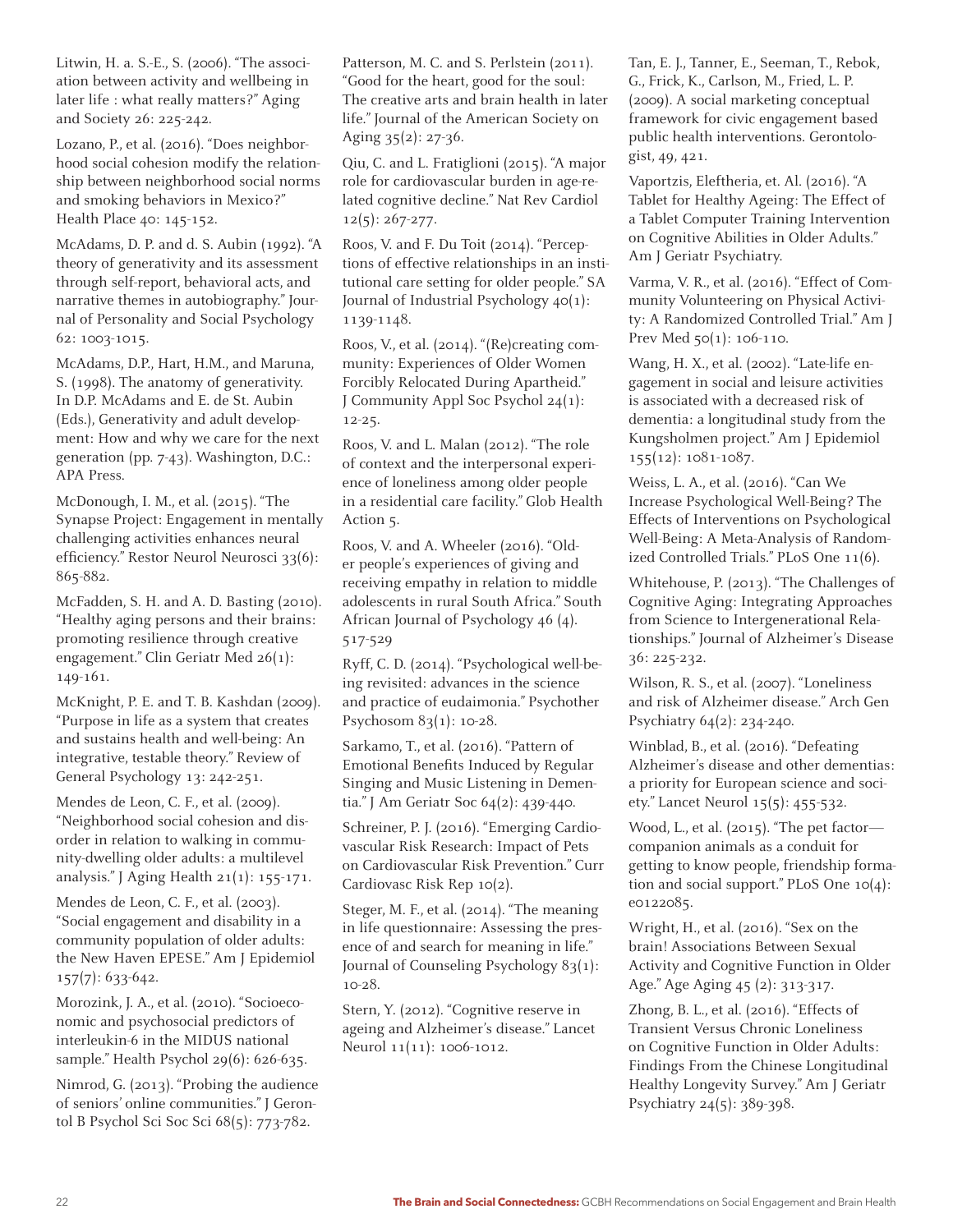Litwin, H. a. S.-E., S. (2006). "The association between activity and wellbeing in later life : what really matters?" Aging and Society 26: 225-242.

Lozano, P., et al. (2016). "Does neighborhood social cohesion modify the relationship between neighborhood social norms and smoking behaviors in Mexico?" Health Place 40: 145-152.

McAdams, D. P. and d. S. Aubin (1992). "A theory of generativity and its assessment through self-report, behavioral acts, and narrative themes in autobiography." Journal of Personality and Social Psychology 62: 1003-1015.

McAdams, D.P., Hart, H.M., and Maruna, S. (1998). The anatomy of generativity. In D.P. McAdams and E. de St. Aubin (Eds.), Generativity and adult development: How and why we care for the next generation (pp. 7-43). Washington, D.C.: APA Press.

McDonough, I. M., et al. (2015). "The Synapse Project: Engagement in mentally challenging activities enhances neural efficiency." Restor Neurol Neurosci 33(6): 865-882.

McFadden, S. H. and A. D. Basting (2010). "Healthy aging persons and their brains: promoting resilience through creative engagement." Clin Geriatr Med 26(1): 149-161.

McKnight, P. E. and T. B. Kashdan (2009). "Purpose in life as a system that creates and sustains health and well-being: An integrative, testable theory." Review of General Psychology 13: 242-251.

Mendes de Leon, C. F., et al. (2009). "Neighborhood social cohesion and disorder in relation to walking in community-dwelling older adults: a multilevel analysis." J Aging Health 21(1): 155-171.

Mendes de Leon, C. F., et al. (2003). "Social engagement and disability in a community population of older adults: the New Haven EPESE." Am J Epidemiol 157(7): 633-642.

Morozink, J. A., et al. (2010). "Socioeconomic and psychosocial predictors of interleukin-6 in the MIDUS national sample." Health Psychol 29(6): 626-635.

Nimrod, G. (2013). "Probing the audience of seniors' online communities." J Gerontol B Psychol Sci Soc Sci 68(5): 773-782.

Patterson, M. C. and S. Perlstein (2011). "Good for the heart, good for the soul: The creative arts and brain health in later life." Journal of the American Society on Aging 35(2): 27-36.

Qiu, C. and L. Fratiglioni (2015). "A major role for cardiovascular burden in age-related cognitive decline." Nat Rev Cardiol 12(5): 267-277.

Roos, V. and F. Du Toit (2014). "Perceptions of effective relationships in an institutional care setting for older people." SA Journal of Industrial Psychology 40(1): 1139-1148.

Roos, V., et al. (2014). "(Re)creating community: Experiences of Older Women Forcibly Relocated During Apartheid." J Community Appl Soc Psychol 24(1): 12-25.

Roos, V. and L. Malan (2012). "The role of context and the interpersonal experience of loneliness among older people in a residential care facility." Glob Health Action 5.

Roos, V. and A. Wheeler (2016). "Older people's experiences of giving and receiving empathy in relation to middle adolescents in rural South Africa." South African Journal of Psychology 46 (4). 517-529

Ryff, C. D. (2014). "Psychological well-being revisited: advances in the science and practice of eudaimonia." Psychother Psychosom 83(1): 10-28.

Sarkamo, T., et al. (2016). "Pattern of Emotional Benefits Induced by Regular Singing and Music Listening in Dementia." J Am Geriatr Soc 64(2): 439-440.

Schreiner, P. J. (2016). "Emerging Cardiovascular Risk Research: Impact of Pets on Cardiovascular Risk Prevention." Curr Cardiovasc Risk Rep 10(2).

Steger, M. F., et al. (2014). "The meaning in life questionnaire: Assessing the presence of and search for meaning in life." Journal of Counseling Psychology 83(1): 10-28.

Stern, Y. (2012). "Cognitive reserve in ageing and Alzheimer's disease." Lancet Neurol 11(11): 1006-1012.

Tan, E. J., Tanner, E., Seeman, T., Rebok, G., Frick, K., Carlson, M., Fried, L. P. (2009). A social marketing conceptual framework for civic engagement based public health interventions. Gerontologist, 49, 421.

Vaportzis, Eleftheria, et. Al. (2016). "A Tablet for Healthy Ageing: The Effect of a Tablet Computer Training Intervention on Cognitive Abilities in Older Adults." Am J Geriatr Psychiatry.

Varma, V. R., et al. (2016). "Effect of Community Volunteering on Physical Activity: A Randomized Controlled Trial." Am J Prev Med 50(1): 106-110.

Wang, H. X., et al. (2002). "Late-life engagement in social and leisure activities is associated with a decreased risk of dementia: a longitudinal study from the Kungsholmen project." Am J Epidemiol 155(12): 1081-1087.

Weiss, L. A., et al. (2016). "Can We Increase Psychological Well-Being? The Effects of Interventions on Psychological Well-Being: A Meta-Analysis of Randomized Controlled Trials." PLoS One 11(6).

Whitehouse, P. (2013). "The Challenges of Cognitive Aging: Integrating Approaches from Science to Intergenerational Relationships." Journal of Alzheimer's Disease 36: 225-232.

Wilson, R. S., et al. (2007). "Loneliness and risk of Alzheimer disease." Arch Gen Psychiatry 64(2): 234-240.

Winblad, B., et al. (2016). "Defeating Alzheimer's disease and other dementias: a priority for European science and society." Lancet Neurol 15(5): 455-532.

Wood, L., et al. (2015). "The pet factor—companion animals as a conduit for getting to know people, friendship formation and social support." PLoS One 10(4): e0122085.

Wright, H., et al. (2016). "Sex on the brain! Associations Between Sexual Activity and Cognitive Function in Older Age." Age Aging 45 (2): 313-317.

Zhong, B. L., et al. (2016). "Effects of Transient Versus Chronic Loneliness on Cognitive Function in Older Adults: Findings From the Chinese Longitudinal Healthy Longevity Survey." Am J Geriatr Psychiatry 24(5): 389-398.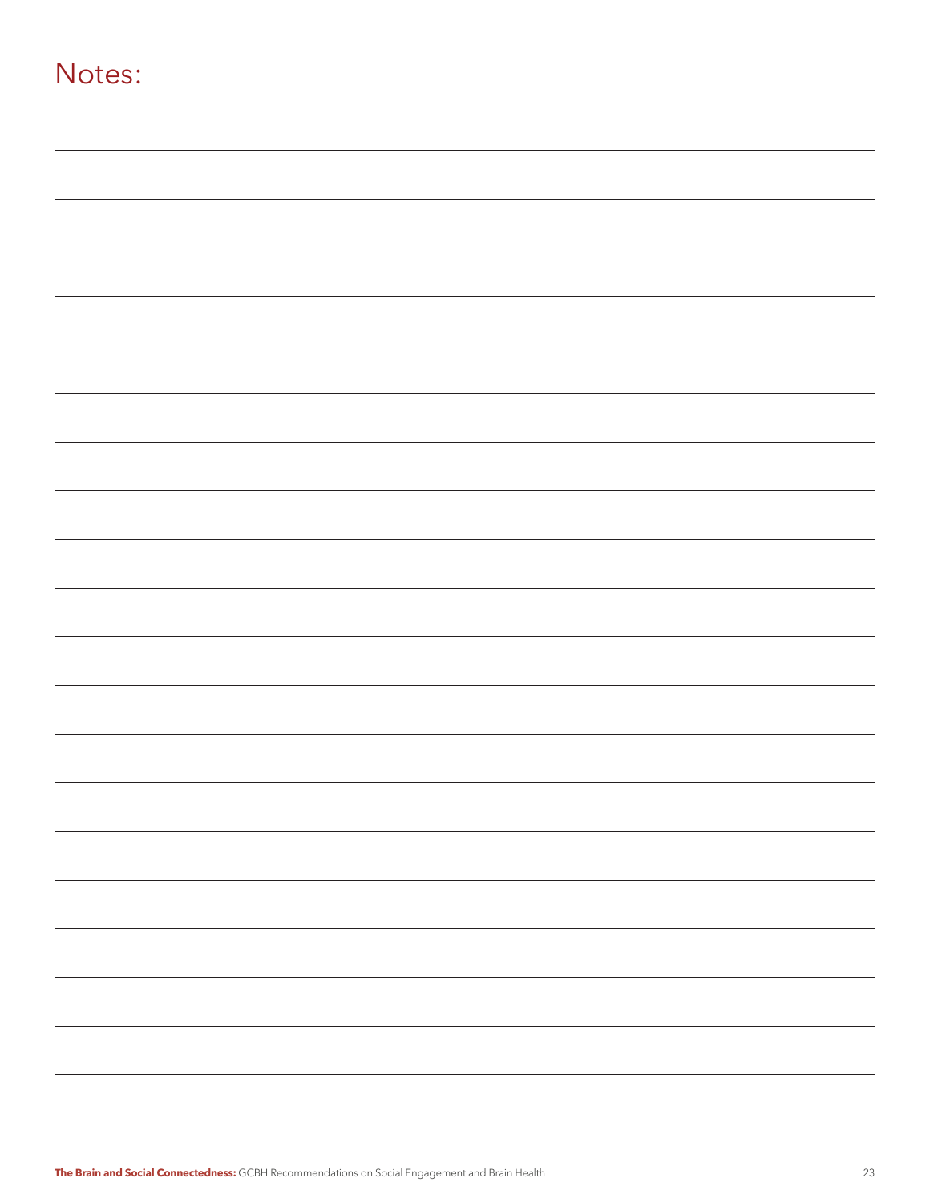# Notes: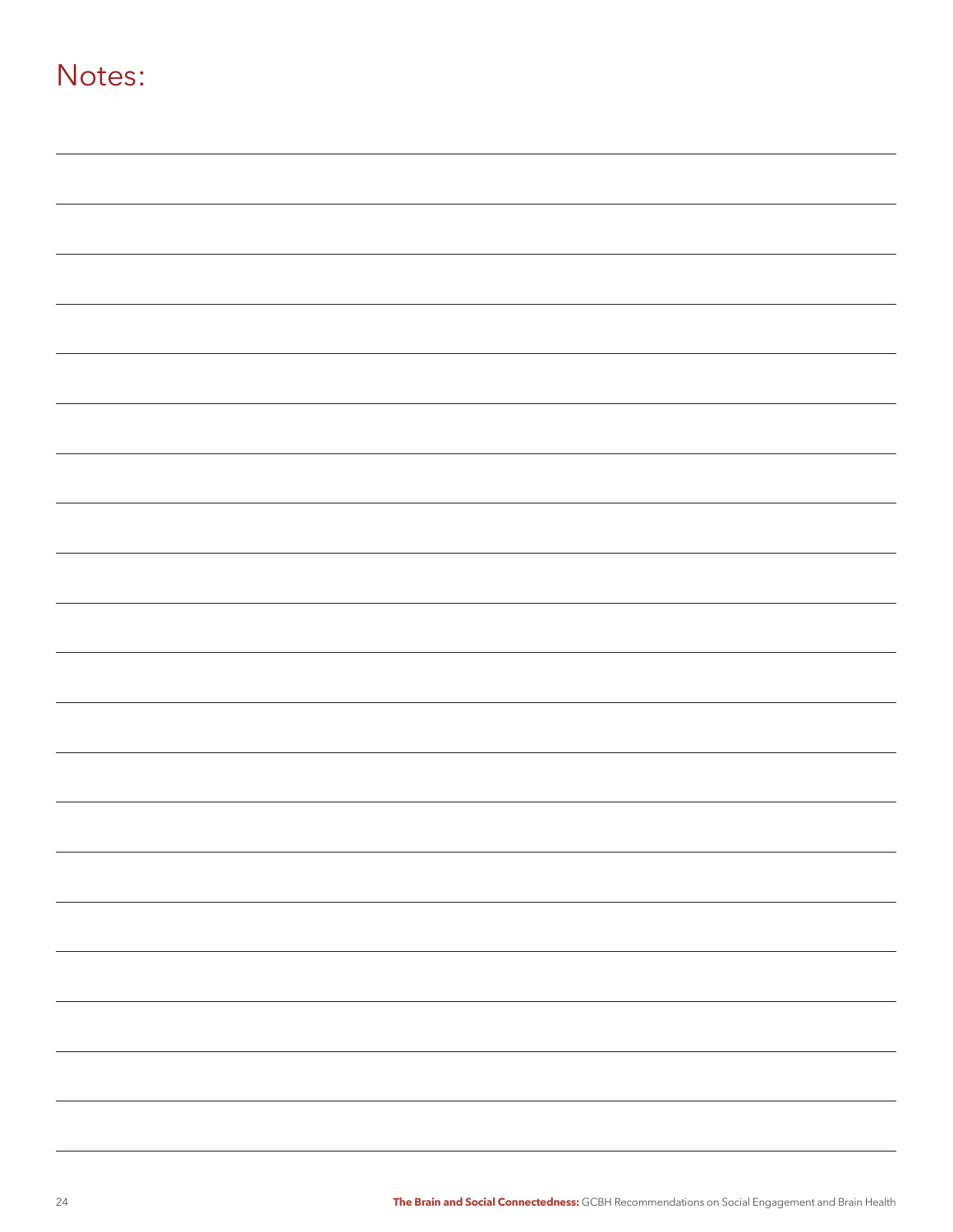# Notes: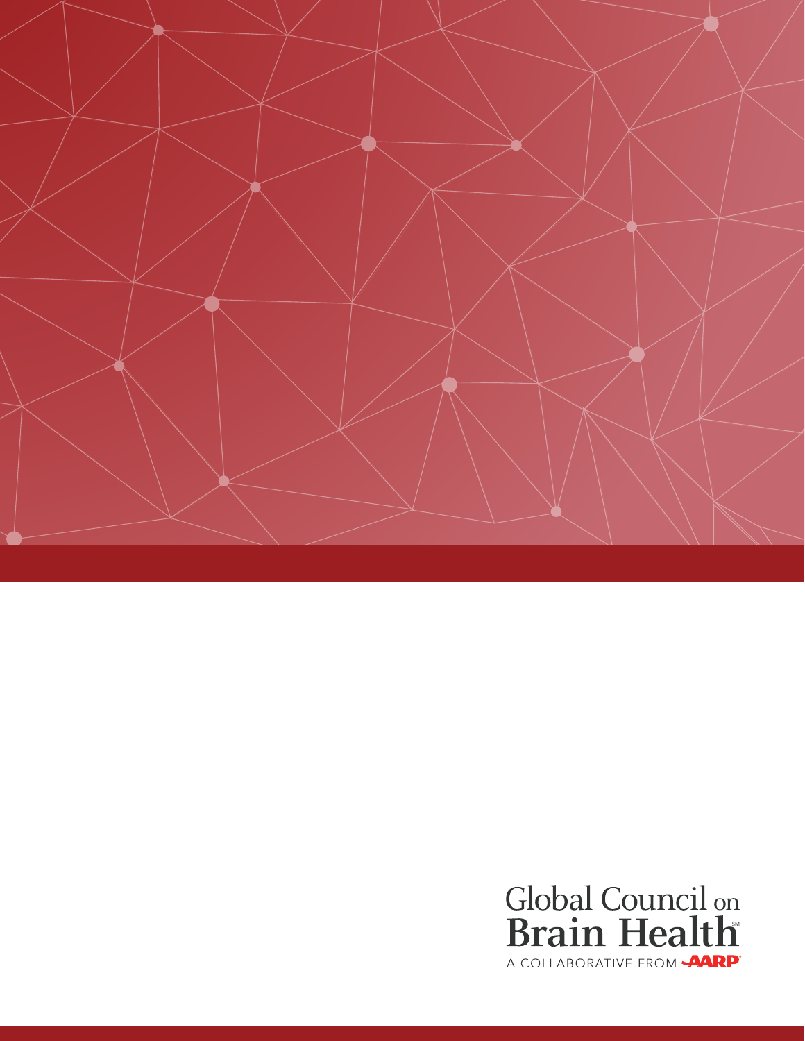Global Council on Brain Health

A COLLABORATIVE FROM AARP